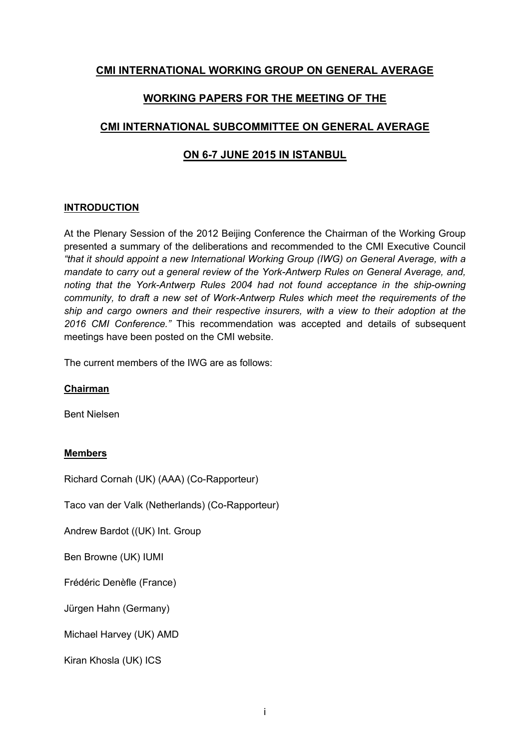# CMI INTERNATIONAL WORKING GROUP ON GENERAL AVERAGE

## WORKING PAPERS FOR THE MEETING OF THE

## CMI INTERNATIONAL SUBCOMMITTEE ON GENERAL AVERAGE

## ON 6-7 JUNE 2015 IN ISTANBUL

### INTRODUCTION

At the Plenary Session of the 2012 Beijing Conference the Chairman of the Working Group presented a summary of the deliberations and recommended to the CMI Executive Council *"that it should appoint a new International Working Group (IWG) on General Average, with a mandate to carry out a general review of the York-Antwerp Rules on General Average, and, noting that the York-Antwerp Rules 2004 had not found acceptance in the ship-owning community, to draft a new set of Work-Antwerp Rules which meet the requirements of the ship and cargo owners and their respective insurers, with a view to their adoption at the 2016 CMI Conference."* This recommendation was accepted and details of subsequent meetings have been posted on the CMI website.

The current members of the IWG are as follows:

**Chairman**

Bent Nielsen

**Members**

Richard Cornah (UK) (AAA) (Co-Rapporteur)

Taco van der Valk (Netherlands) (Co-Rapporteur)

Andrew Bardot ((UK) Int. Group

Ben Browne (UK) IUMI

Frédéric Denèfle (France)

Jürgen Hahn (Germany)

Michael Harvey (UK) AMD

Kiran Khosla (UK) ICS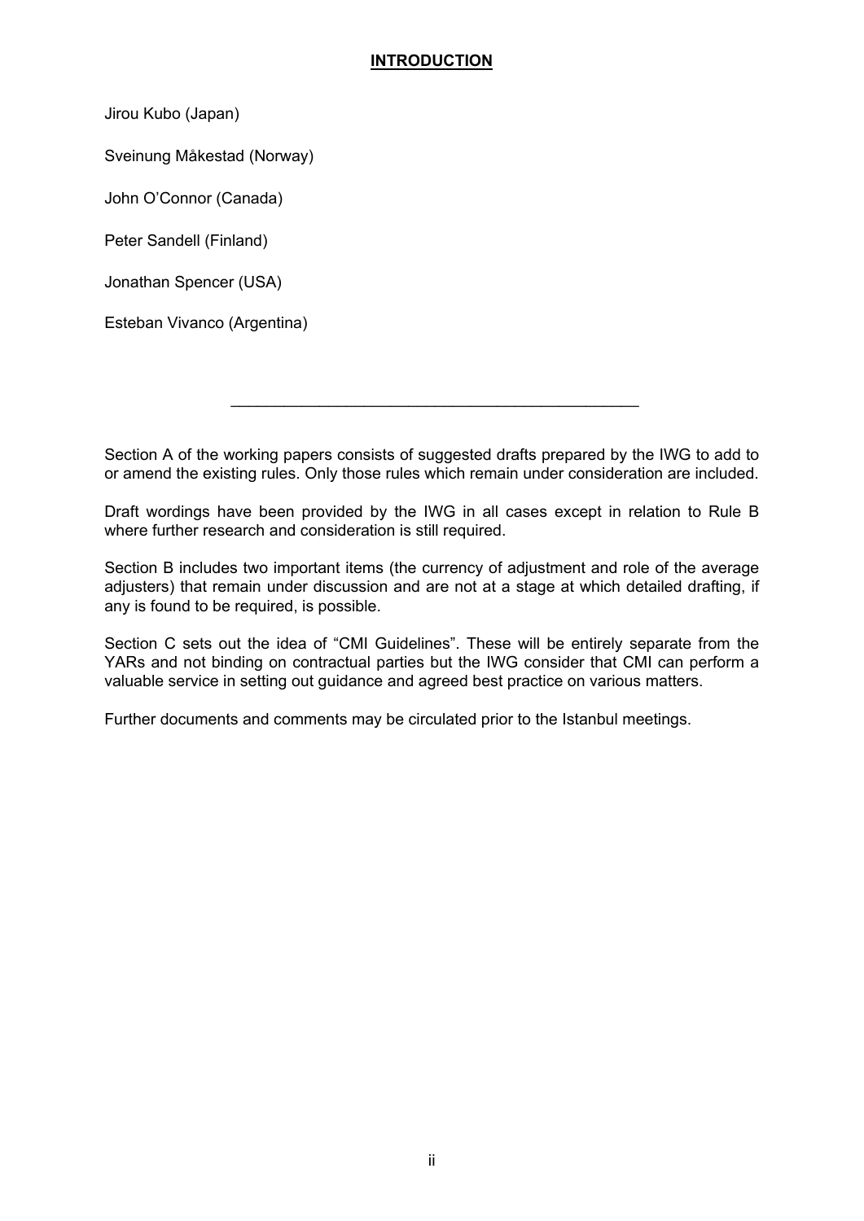## INTRODUCTION

Jirou Kubo (Japan)

Sveinung Måkestad (Norway)

John O'Connor (Canada)

Peter Sandell (Finland)

Jonathan Spencer (USA)

Esteban Vivanco (Argentina)

---

Section A of the working papers consists of suggested drafts prepared by the IWG to add to or amend the existing rules. Only those rules which remain under consideration are included.

Draft wordings have been provided by the IWG in all cases except in relation to Rule B where further research and consideration is still required.

Section B includes two important items (the currency of adjustment and role of the average adjusters) that remain under discussion and are not at a stage at which detailed drafting, if any is found to be required, is possible.

Section C sets out the idea of "CMI Guidelines". These will be entirely separate from the YARs and not binding on contractual parties but the IWG consider that CMI can perform a valuable service in setting out guidance and agreed best practice on various matters.

Further documents and comments may be circulated prior to the Istanbul meetings.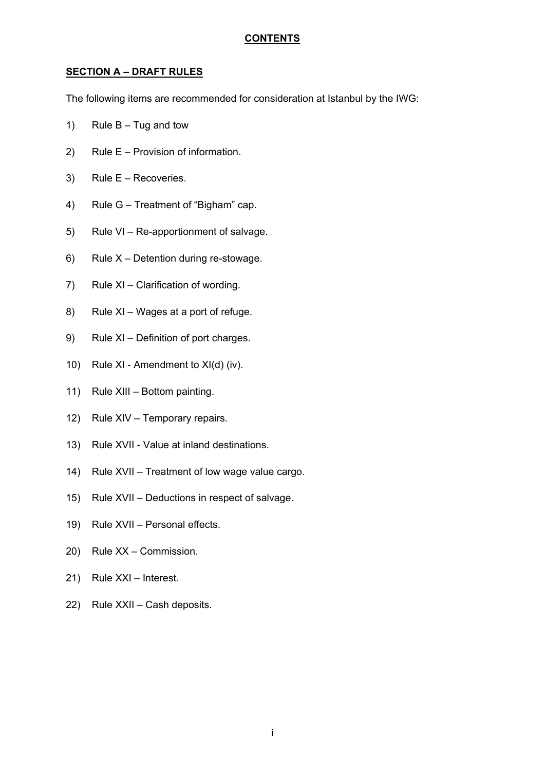# CONTENTS

## SECTION A – DRAFT RULES

The following items are recommended for consideration at Istanbul by the IWG:

1) Rule B – Tug and tow

2) Rule E – Provision of information.

3) Rule E – Recoveries.

4) Rule G – Treatment of "Bigham" cap.

5) Rule VI – Re-apportionment of salvage.

6) Rule X – Detention during re-stowage.

7) Rule XI – Clarification of wording.

8) Rule XI – Wages at a port of refuge.

9) Rule XI – Definition of port charges.

10) Rule XI - Amendment to XI(d) (iv).

11) Rule XIII – Bottom painting.

12) Rule XIV – Temporary repairs.

13) Rule XVII - Value at inland destinations.

14) Rule XVII – Treatment of low wage value cargo.

15) Rule XVII – Deductions in respect of salvage.

19) Rule XVII – Personal effects.

20) Rule XX – Commission.

21) Rule XXI – Interest.

22) Rule XXII – Cash deposits.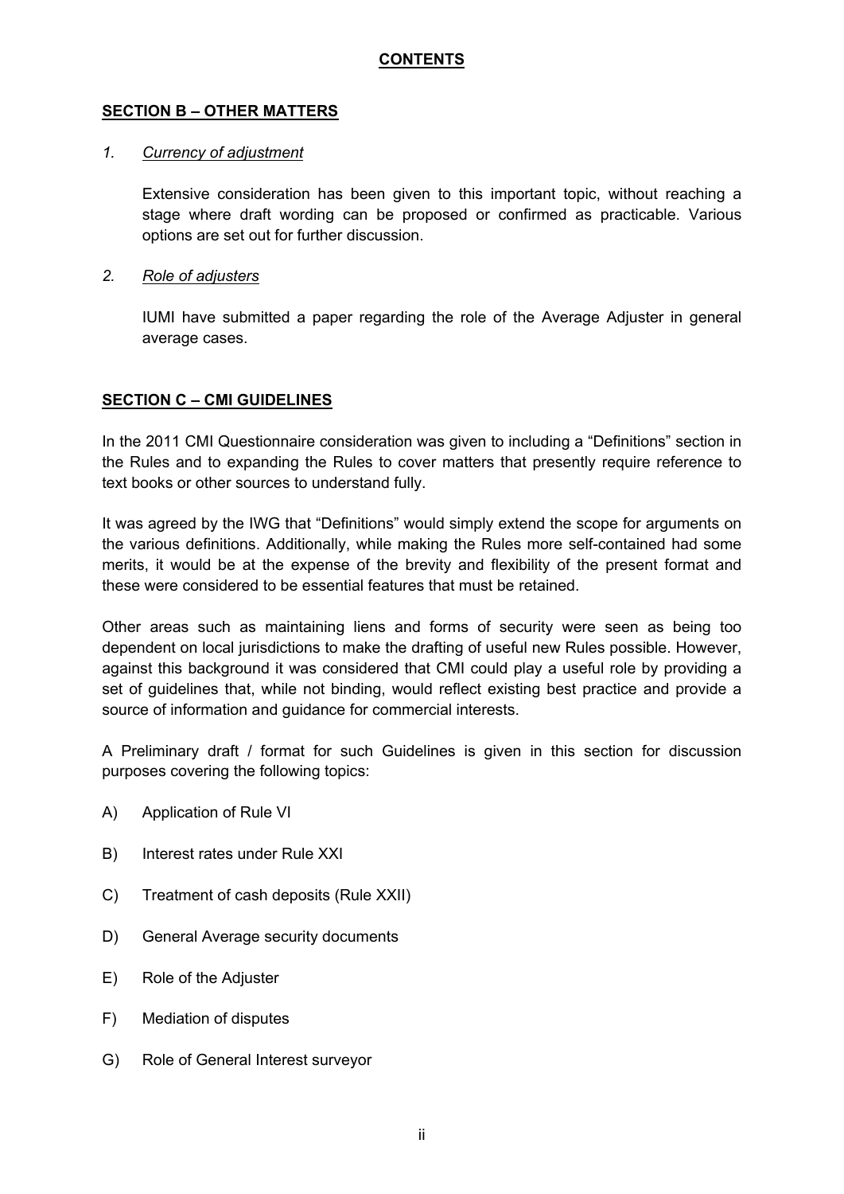## CONTENTS

### SECTION B – OTHER MATTERS

1. *Currency of adjustment*

   Extensive consideration has been given to this important topic, without reaching a stage where draft wording can be proposed or confirmed as practicable. Various options are set out for further discussion.

2. *Role of adjusters*

   IUMI have submitted a paper regarding the role of the Average Adjuster in general average cases.

### SECTION C – CMI GUIDELINES

In the 2011 CMI Questionnaire consideration was given to including a "Definitions" section in the Rules and to expanding the Rules to cover matters that presently require reference to text books or other sources to understand fully.

It was agreed by the IWG that "Definitions" would simply extend the scope for arguments on the various definitions. Additionally, while making the Rules more self-contained had some merits, it would be at the expense of the brevity and flexibility of the present format and these were considered to be essential features that must be retained.

Other areas such as maintaining liens and forms of security were seen as being too dependent on local jurisdictions to make the drafting of useful new Rules possible. However, against this background it was considered that CMI could play a useful role by providing a set of guidelines that, while not binding, would reflect existing best practice and provide a source of information and guidance for commercial interests.

A Preliminary draft / format for such Guidelines is given in this section for discussion purposes covering the following topics:

A) Application of Rule VI

B) Interest rates under Rule XXI

C) Treatment of cash deposits (Rule XXII)

D) General Average security documents

E) Role of the Adjuster

F) Mediation of disputes

G) Role of General Interest surveyor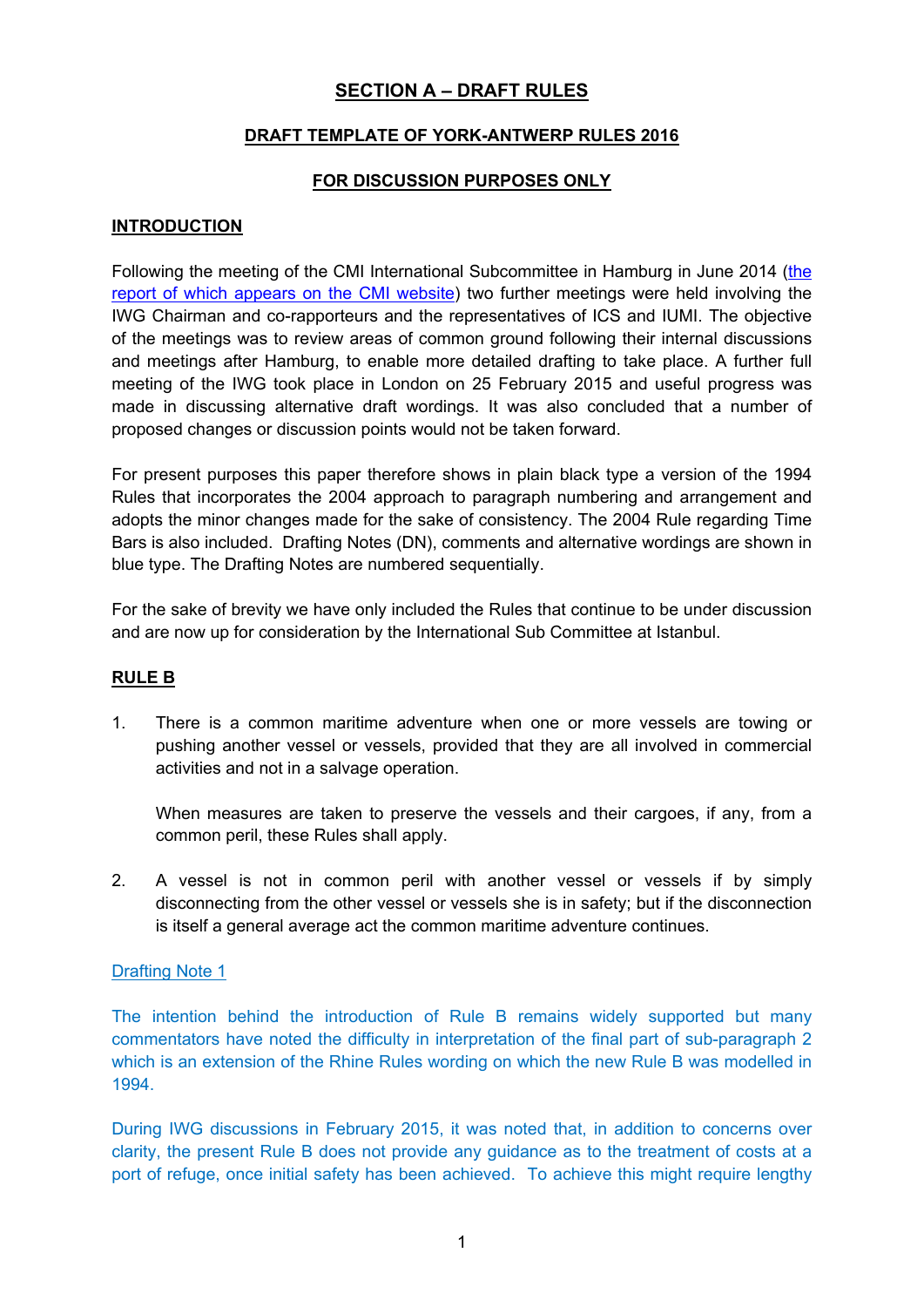## SECTION A – DRAFT RULES

### DRAFT TEMPLATE OF YORK-ANTWERP RULES 2016

### FOR DISCUSSION PURPOSES ONLY

### INTRODUCTION

Following the meeting of the CMI International Subcommittee in Hamburg in June 2014 ([the report of which appears on the CMI website]) two further meetings were held involving the IWG Chairman and co-rapporteurs and the representatives of ICS and IUMI. The objective of the meetings was to review areas of common ground following their internal discussions and meetings after Hamburg, to enable more detailed drafting to take place. A further full meeting of the IWG took place in London on 25 February 2015 and useful progress was made in discussing alternative draft wordings. It was also concluded that a number of proposed changes or discussion points would not be taken forward.

For present purposes this paper therefore shows in plain black type a version of the 1994 Rules that incorporates the 2004 approach to paragraph numbering and arrangement and adopts the minor changes made for the sake of consistency. The 2004 Rule regarding Time Bars is also included. Drafting Notes (DN), comments and alternative wordings are shown in blue type. The Drafting Notes are numbered sequentially.

For the sake of brevity we have only included the Rules that continue to be under discussion and are now up for consideration by the International Sub Committee at Istanbul.

### RULE B

1. There is a common maritime adventure when one or more vessels are towing or pushing another vessel or vessels, provided that they are all involved in commercial activities and not in a salvage operation.

   When measures are taken to preserve the vessels and their cargoes, if any, from a common peril, these Rules shall apply.

2. A vessel is not in common peril with another vessel or vessels if by simply disconnecting from the other vessel or vessels she is in safety; but if the disconnection is itself a general average act the common maritime adventure continues.

Drafting Note 1

The intention behind the introduction of Rule B remains widely supported but many commentators have noted the difficulty in interpretation of the final part of sub-paragraph 2 which is an extension of the Rhine Rules wording on which the new Rule B was modelled in 1994.

During IWG discussions in February 2015, it was noted that, in addition to concerns over clarity, the present Rule B does not provide any guidance as to the treatment of costs at a port of refuge, once initial safety has been achieved. To achieve this might require lengthy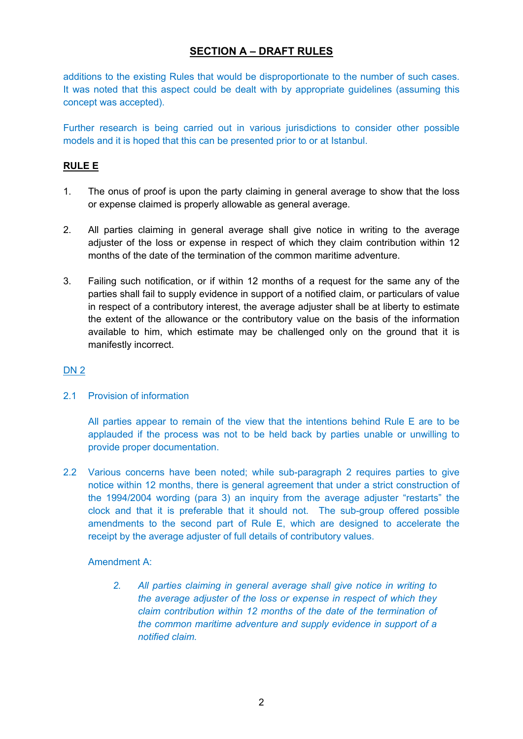## SECTION A – DRAFT RULES

additions to the existing Rules that would be disproportionate to the number of such cases. It was noted that this aspect could be dealt with by appropriate guidelines (assuming this concept was accepted).

Further research is being carried out in various jurisdictions to consider other possible models and it is hoped that this can be presented prior to or at Istanbul.

### RULE E

1. The onus of proof is upon the party claiming in general average to show that the loss or expense claimed is properly allowable as general average.

2. All parties claiming in general average shall give notice in writing to the average adjuster of the loss or expense in respect of which they claim contribution within 12 months of the date of the termination of the common maritime adventure.

3. Failing such notification, or if within 12 months of a request for the same any of the parties shall fail to supply evidence in support of a notified claim, or particulars of value in respect of a contributory interest, the average adjuster shall be at liberty to estimate the extent of the allowance or the contributory value on the basis of the information available to him, which estimate may be challenged only on the ground that it is manifestly incorrect.

DN 2

2.1 Provision of information

All parties appear to remain of the view that the intentions behind Rule E are to be applauded if the process was not to be held back by parties unable or unwilling to provide proper documentation.

2.2 Various concerns have been noted; while sub-paragraph 2 requires parties to give notice within 12 months, there is general agreement that under a strict construction of the 1994/2004 wording (para 3) an inquiry from the average adjuster "restarts" the clock and that it is preferable that it should not. The sub-group offered possible amendments to the second part of Rule E, which are designed to accelerate the receipt by the average adjuster of full details of contributory values.

Amendment A:

> *2. All parties claiming in general average shall give notice in writing to the average adjuster of the loss or expense in respect of which they claim contribution within 12 months of the date of the termination of the common maritime adventure and supply evidence in support of a notified claim.*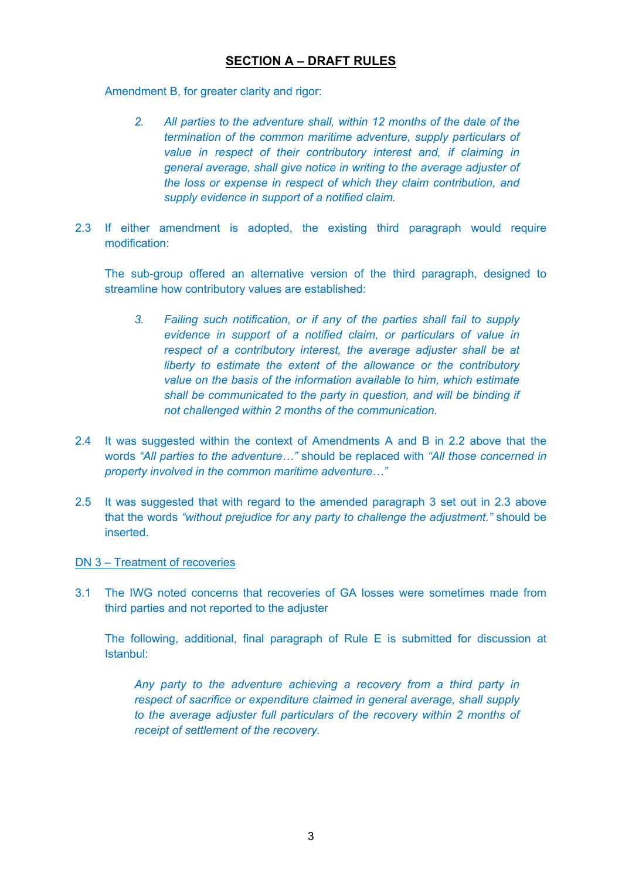## SECTION A – DRAFT RULES

Amendment B, for greater clarity and rigor:

> 2. *All parties to the adventure shall, within 12 months of the date of the termination of the common maritime adventure, supply particulars of value in respect of their contributory interest and, if claiming in general average, shall give notice in writing to the average adjuster of the loss or expense in respect of which they claim contribution, and supply evidence in support of a notified claim.*

2.3 If either amendment is adopted, the existing third paragraph would require modification:

The sub-group offered an alternative version of the third paragraph, designed to streamline how contributory values are established:

> 3. *Failing such notification, or if any of the parties shall fail to supply evidence in support of a notified claim, or particulars of value in respect of a contributory interest, the average adjuster shall be at liberty to estimate the extent of the allowance or the contributory value on the basis of the information available to him, which estimate shall be communicated to the party in question, and will be binding if not challenged within 2 months of the communication.*

2.4 It was suggested within the context of Amendments A and B in 2.2 above that the words *"All parties to the adventure…"* should be replaced with *"All those concerned in property involved in the common maritime adventure…"*

2.5 It was suggested that with regard to the amended paragraph 3 set out in 2.3 above that the words *"without prejudice for any party to challenge the adjustment."* should be inserted.

DN 3 – Treatment of recoveries

3.1 The IWG noted concerns that recoveries of GA losses were sometimes made from third parties and not reported to the adjuster

The following, additional, final paragraph of Rule E is submitted for discussion at Istanbul:

> *Any party to the adventure achieving a recovery from a third party in respect of sacrifice or expenditure claimed in general average, shall supply to the average adjuster full particulars of the recovery within 2 months of receipt of settlement of the recovery.*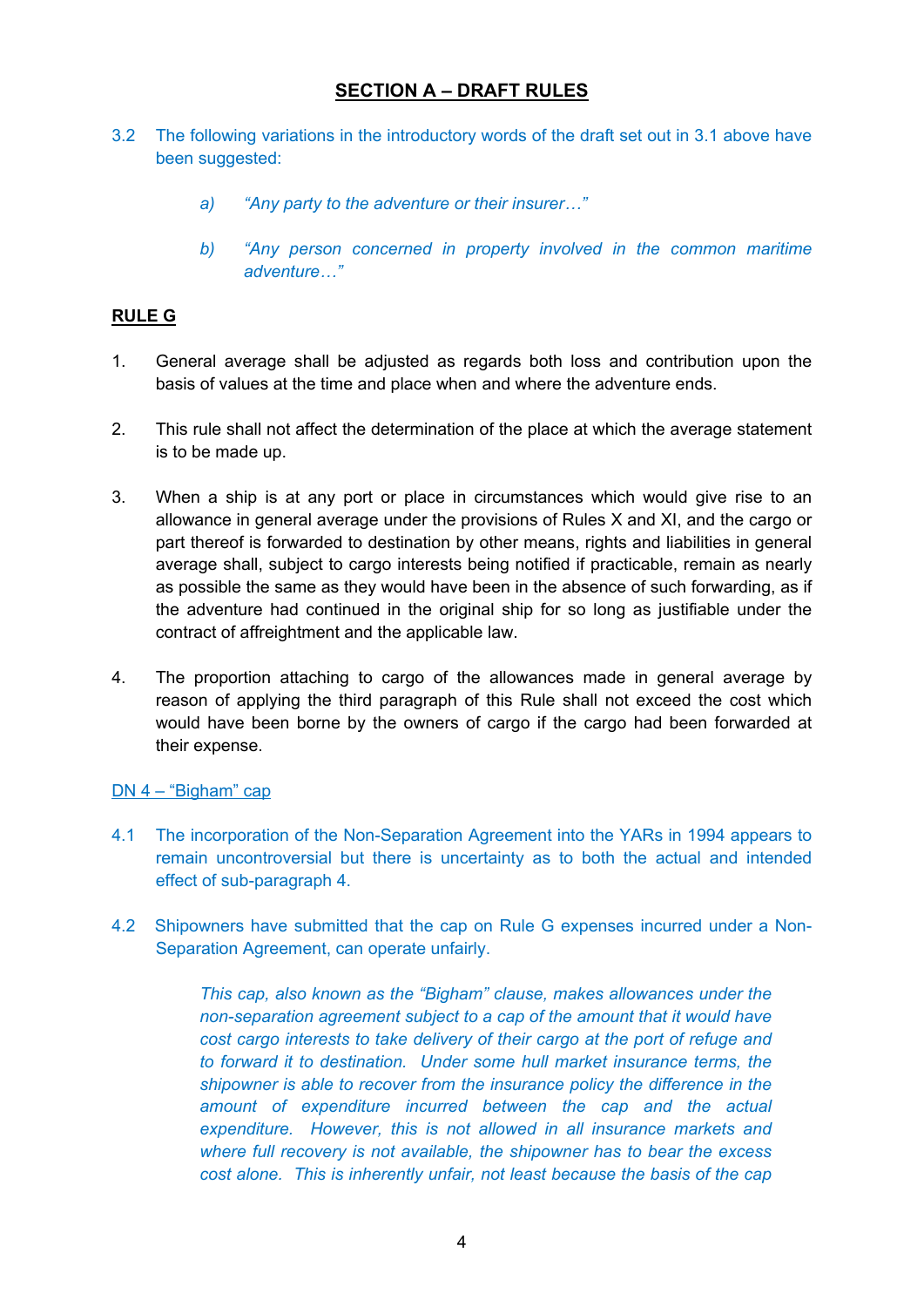## SECTION A – DRAFT RULES

3.2 The following variations in the introductory words of the draft set out in 3.1 above have been suggested:

> a) *"Any party to the adventure or their insurer…"*
>
> b) *"Any person concerned in property involved in the common maritime adventure…"*

**RULE G**

1. General average shall be adjusted as regards both loss and contribution upon the basis of values at the time and place when and where the adventure ends.

2. This rule shall not affect the determination of the place at which the average statement is to be made up.

3. When a ship is at any port or place in circumstances which would give rise to an allowance in general average under the provisions of Rules X and XI, and the cargo or part thereof is forwarded to destination by other means, rights and liabilities in general average shall, subject to cargo interests being notified if practicable, remain as nearly as possible the same as they would have been in the absence of such forwarding, as if the adventure had continued in the original ship for so long as justifiable under the contract of affreightment and the applicable law.

4. The proportion attaching to cargo of the allowances made in general average by reason of applying the third paragraph of this Rule shall not exceed the cost which would have been borne by the owners of cargo if the cargo had been forwarded at their expense.

DN 4 – "Bigham" cap

4.1 The incorporation of the Non-Separation Agreement into the YARs in 1994 appears to remain uncontroversial but there is uncertainty as to both the actual and intended effect of sub-paragraph 4.

4.2 Shipowners have submitted that the cap on Rule G expenses incurred under a Non-Separation Agreement, can operate unfairly.

> *This cap, also known as the "Bigham" clause, makes allowances under the non-separation agreement subject to a cap of the amount that it would have cost cargo interests to take delivery of their cargo at the port of refuge and to forward it to destination. Under some hull market insurance terms, the shipowner is able to recover from the insurance policy the difference in the amount of expenditure incurred between the cap and the actual expenditure. However, this is not allowed in all insurance markets and where full recovery is not available, the shipowner has to bear the excess cost alone. This is inherently unfair, not least because the basis of the cap*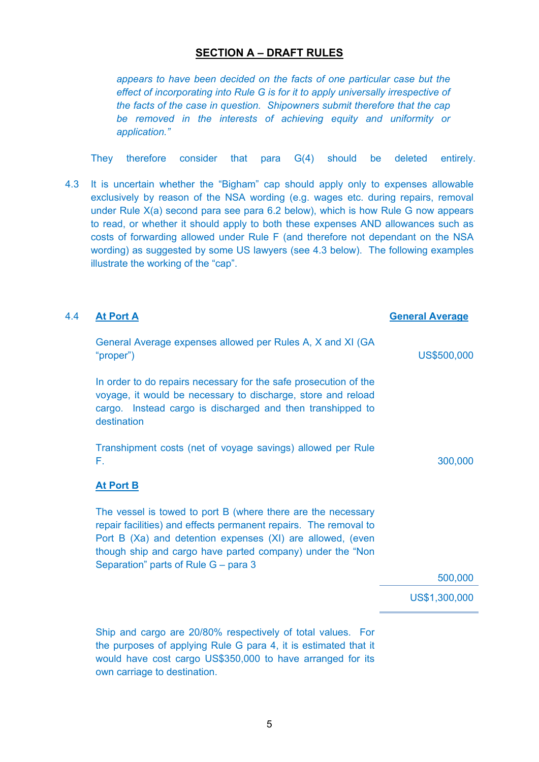## SECTION A – DRAFT RULES

*appears to have been decided on the facts of one particular case but the effect of incorporating into Rule G is for it to apply universally irrespective of the facts of the case in question. Shipowners submit therefore that the cap be removed in the interests of achieving equity and uniformity or application."*

They therefore consider that para G(4) should be deleted entirely.

4.3 It is uncertain whether the "Bigham" cap should apply only to expenses allowable exclusively by reason of the NSA wording (e.g. wages etc. during repairs, removal under Rule X(a) second para see para 6.2 below), which is how Rule G now appears to read, or whether it should apply to both these expenses AND allowances such as costs of forwarding allowed under Rule F (and therefore not dependant on the NSA wording) as suggested by some US lawyers (see 4.3 below). The following examples illustrate the working of the "cap".

4.4 **At Port A**

| | **General Average** |
|---|---|
| General Average expenses allowed per Rules A, X and XI (GA "proper") | US$500,000 |
| In order to do repairs necessary for the safe prosecution of the voyage, it would be necessary to discharge, store and reload cargo. Instead cargo is discharged and then transhipped to destination | |
| Transhipment costs (net of voyage savings) allowed per Rule F. | 300,000 |
| **At Port B** | |
| The vessel is towed to port B (where there are the necessary repair facilities) and effects permanent repairs. The removal to Port B (Xa) and detention expenses (XI) are allowed, (even though ship and cargo have parted company) under the "Non Separation" parts of Rule G – para 3 | 500,000 |
| | US$1,300,000 |

Ship and cargo are 20/80% respectively of total values. For the purposes of applying Rule G para 4, it is estimated that it would have cost cargo US$350,000 to have arranged for its own carriage to destination.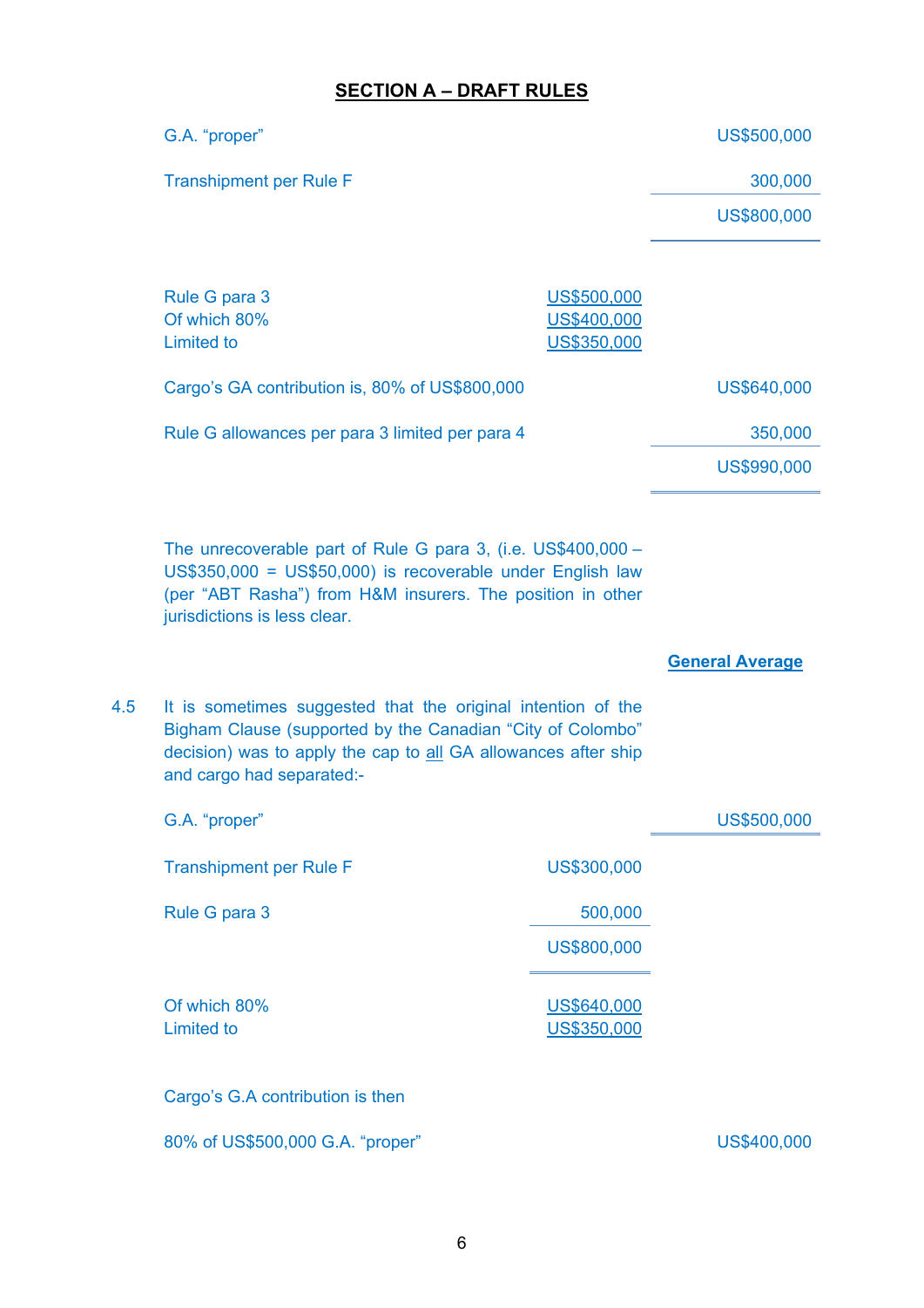## SECTION A – DRAFT RULES

| | | |
|---|---|---|
| G.A. "proper" | | US$500,000 |
| Transhipment per Rule F | | 300,000 |
| | | US$800,000 |
| Rule G para 3 | US$500,000 | |
| Of which 80% | US$400,000 | |
| Limited to | US$350,000 | |
| Cargo's GA contribution is, 80% of US$800,000 | | US$640,000 |
| Rule G allowances per para 3 limited per para 4 | | 350,000 |
| | | US$990,000 |

The unrecoverable part of Rule G para 3, (i.e. US$400,000 – US$350,000 = US$50,000) is recoverable under English law (per "ABT Rasha") from H&M insurers. The position in other jurisdictions is less clear.

**General Average**

4.5 It is sometimes suggested that the original intention of the Bigham Clause (supported by the Canadian "City of Colombo" decision) was to apply the cap to all GA allowances after ship and cargo had separated:-

| | | |
|---|---|---|
| G.A. "proper" | | US$500,000 |
| Transhipment per Rule F | US$300,000 | |
| Rule G para 3 | 500,000 | |
| | US$800,000 | |
| Of which 80% | US$640,000 | |
| Limited to | US$350,000 | |

Cargo's G.A contribution is then

| | |
|---|---|
| 80% of US$500,000 G.A. "proper" | US$400,000 |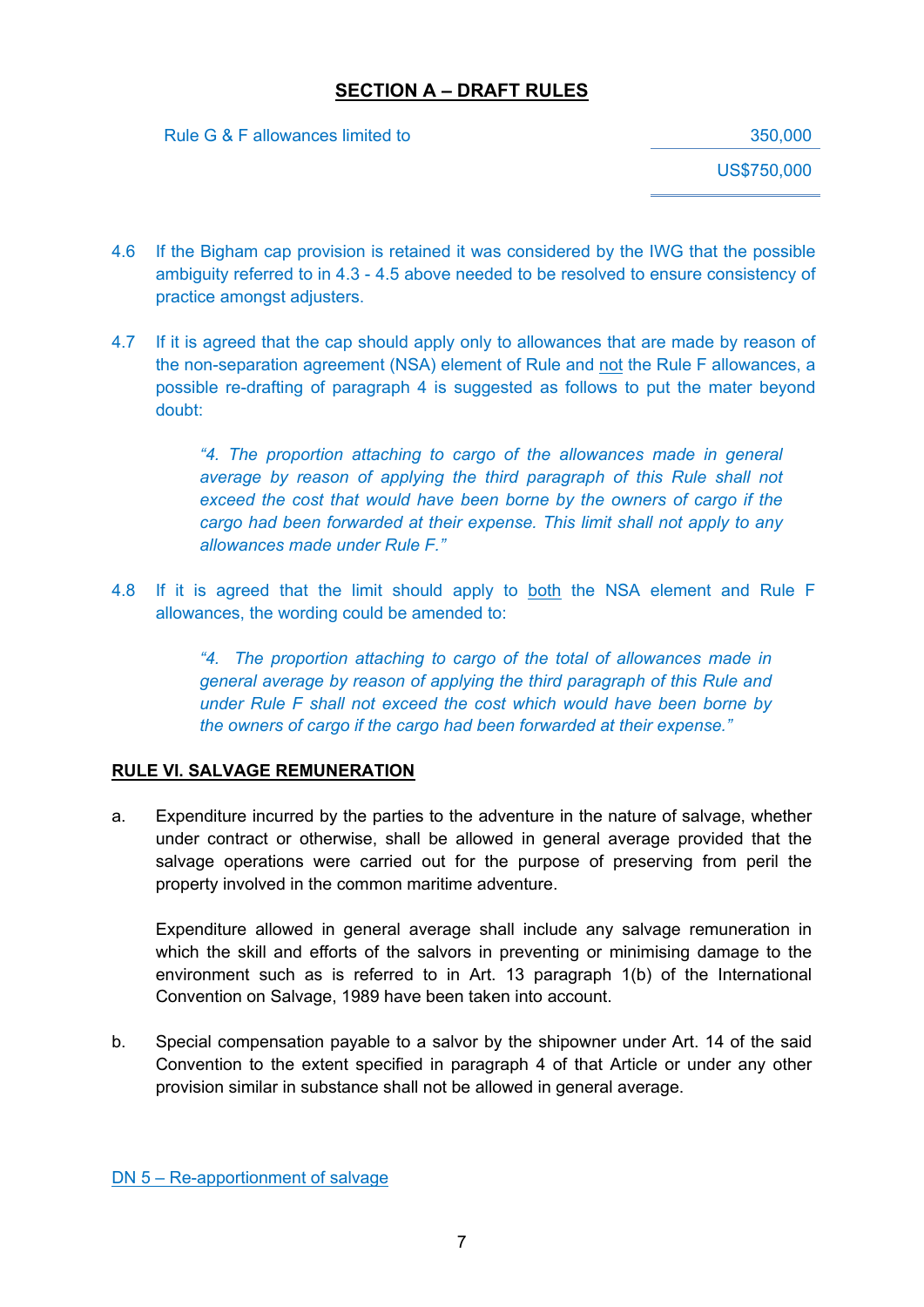## SECTION A – DRAFT RULES

| Rule G & F allowances limited to | 350,000 |
| --- | --- |
| | US$750,000 |

4.6 If the Bigham cap provision is retained it was considered by the IWG that the possible ambiguity referred to in 4.3 - 4.5 above needed to be resolved to ensure consistency of practice amongst adjusters.

4.7 If it is agreed that the cap should apply only to allowances that are made by reason of the non-separation agreement (NSA) element of Rule and not the Rule F allowances, a possible re-drafting of paragraph 4 is suggested as follows to put the mater beyond doubt:

> *"4. The proportion attaching to cargo of the allowances made in general average by reason of applying the third paragraph of this Rule shall not exceed the cost that would have been borne by the owners of cargo if the cargo had been forwarded at their expense. This limit shall not apply to any allowances made under Rule F."*

4.8 If it is agreed that the limit should apply to both the NSA element and Rule F allowances, the wording could be amended to:

> *"4. The proportion attaching to cargo of the total of allowances made in general average by reason of applying the third paragraph of this Rule and under Rule F shall not exceed the cost which would have been borne by the owners of cargo if the cargo had been forwarded at their expense."*

## RULE VI. SALVAGE REMUNERATION

a. Expenditure incurred by the parties to the adventure in the nature of salvage, whether under contract or otherwise, shall be allowed in general average provided that the salvage operations were carried out for the purpose of preserving from peril the property involved in the common maritime adventure.

Expenditure allowed in general average shall include any salvage remuneration in which the skill and efforts of the salvors in preventing or minimising damage to the environment such as is referred to in Art. 13 paragraph 1(b) of the International Convention on Salvage, 1989 have been taken into account.

b. Special compensation payable to a salvor by the shipowner under Art. 14 of the said Convention to the extent specified in paragraph 4 of that Article or under any other provision similar in substance shall not be allowed in general average.

DN 5 – Re-apportionment of salvage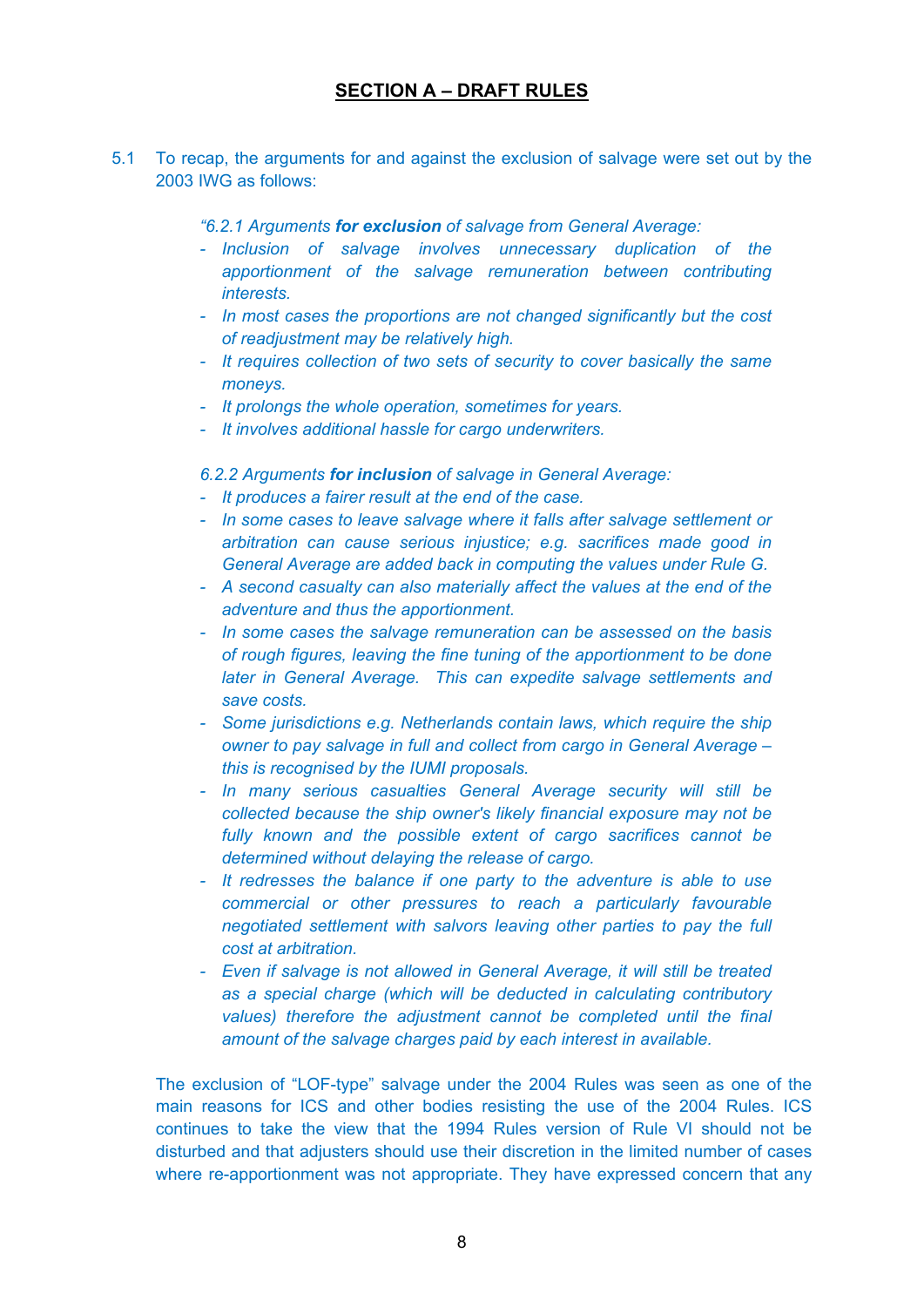## SECTION A – DRAFT RULES

5.1 To recap, the arguments for and against the exclusion of salvage were set out by the 2003 IWG as follows:

> *"6.2.1 Arguments* ***for exclusion*** *of salvage from General Average:*
> - *Inclusion of salvage involves unnecessary duplication of the apportionment of the salvage remuneration between contributing interests.*
> - *In most cases the proportions are not changed significantly but the cost of readjustment may be relatively high.*
> - *It requires collection of two sets of security to cover basically the same moneys.*
> - *It prolongs the whole operation, sometimes for years.*
> - *It involves additional hassle for cargo underwriters.*
>
> *6.2.2 Arguments* ***for inclusion*** *of salvage in General Average:*
> - *It produces a fairer result at the end of the case.*
> - *In some cases to leave salvage where it falls after salvage settlement or arbitration can cause serious injustice; e.g. sacrifices made good in General Average are added back in computing the values under Rule G.*
> - *A second casualty can also materially affect the values at the end of the adventure and thus the apportionment.*
> - *In some cases the salvage remuneration can be assessed on the basis of rough figures, leaving the fine tuning of the apportionment to be done later in General Average. This can expedite salvage settlements and save costs.*
> - *Some jurisdictions e.g. Netherlands contain laws, which require the ship owner to pay salvage in full and collect from cargo in General Average – this is recognised by the IUMI proposals.*
> - *In many serious casualties General Average security will still be collected because the ship owner's likely financial exposure may not be fully known and the possible extent of cargo sacrifices cannot be determined without delaying the release of cargo.*
> - *It redresses the balance if one party to the adventure is able to use commercial or other pressures to reach a particularly favourable negotiated settlement with salvors leaving other parties to pay the full cost at arbitration.*
> - *Even if salvage is not allowed in General Average, it will still be treated as a special charge (which will be deducted in calculating contributory values) therefore the adjustment cannot be completed until the final amount of the salvage charges paid by each interest in available.*

The exclusion of "LOF-type" salvage under the 2004 Rules was seen as one of the main reasons for ICS and other bodies resisting the use of the 2004 Rules. ICS continues to take the view that the 1994 Rules version of Rule VI should not be disturbed and that adjusters should use their discretion in the limited number of cases where re-apportionment was not appropriate. They have expressed concern that any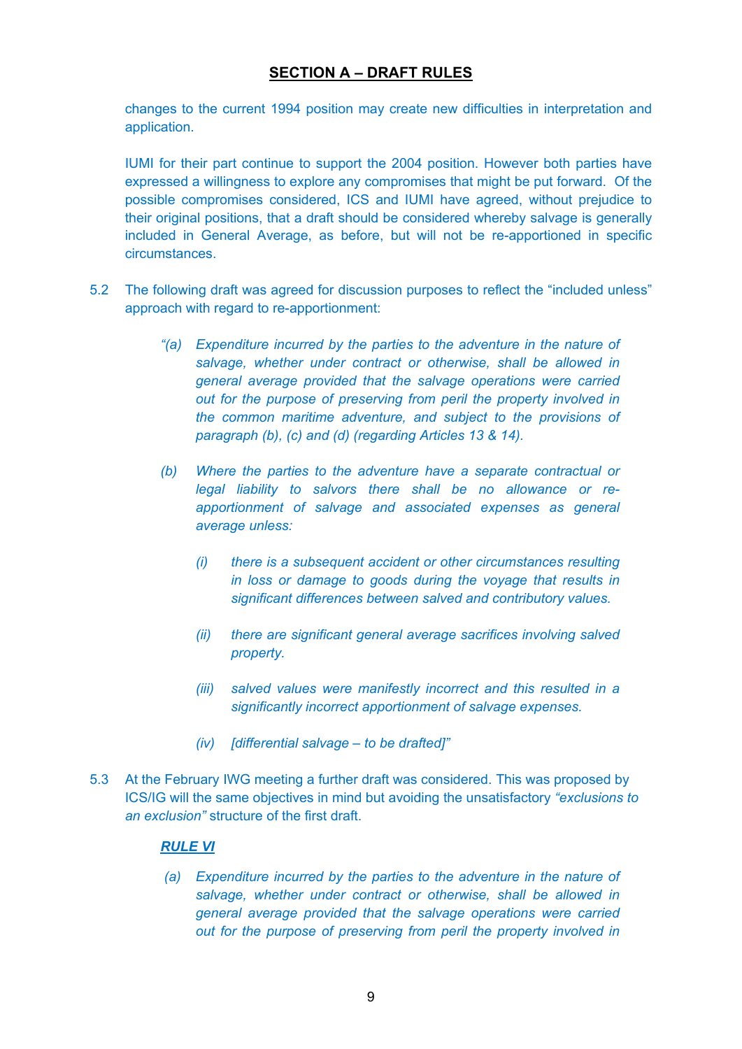## SECTION A – DRAFT RULES

changes to the current 1994 position may create new difficulties in interpretation and application.

IUMI for their part continue to support the 2004 position. However both parties have expressed a willingness to explore any compromises that might be put forward. Of the possible compromises considered, ICS and IUMI have agreed, without prejudice to their original positions, that a draft should be considered whereby salvage is generally included in General Average, as before, but will not be re-apportioned in specific circumstances.

5.2 The following draft was agreed for discussion purposes to reflect the "included unless" approach with regard to re-apportionment:

> *"(a) Expenditure incurred by the parties to the adventure in the nature of salvage, whether under contract or otherwise, shall be allowed in general average provided that the salvage operations were carried out for the purpose of preserving from peril the property involved in the common maritime adventure, and subject to the provisions of paragraph (b), (c) and (d) (regarding Articles 13 & 14).*
>
> *(b) Where the parties to the adventure have a separate contractual or legal liability to salvors there shall be no allowance or re-apportionment of salvage and associated expenses as general average unless:*
>
> > *(i) there is a subsequent accident or other circumstances resulting in loss or damage to goods during the voyage that results in significant differences between salved and contributory values.*
> >
> > *(ii) there are significant general average sacrifices involving salved property.*
> >
> > *(iii) salved values were manifestly incorrect and this resulted in a significantly incorrect apportionment of salvage expenses.*
> >
> > *(iv) [differential salvage – to be drafted]"*

5.3 At the February IWG meeting a further draft was considered. This was proposed by ICS/IG will the same objectives in mind but avoiding the unsatisfactory *"exclusions to an exclusion"* structure of the first draft.

***RULE VI***

> *(a) Expenditure incurred by the parties to the adventure in the nature of salvage, whether under contract or otherwise, shall be allowed in general average provided that the salvage operations were carried out for the purpose of preserving from peril the property involved in*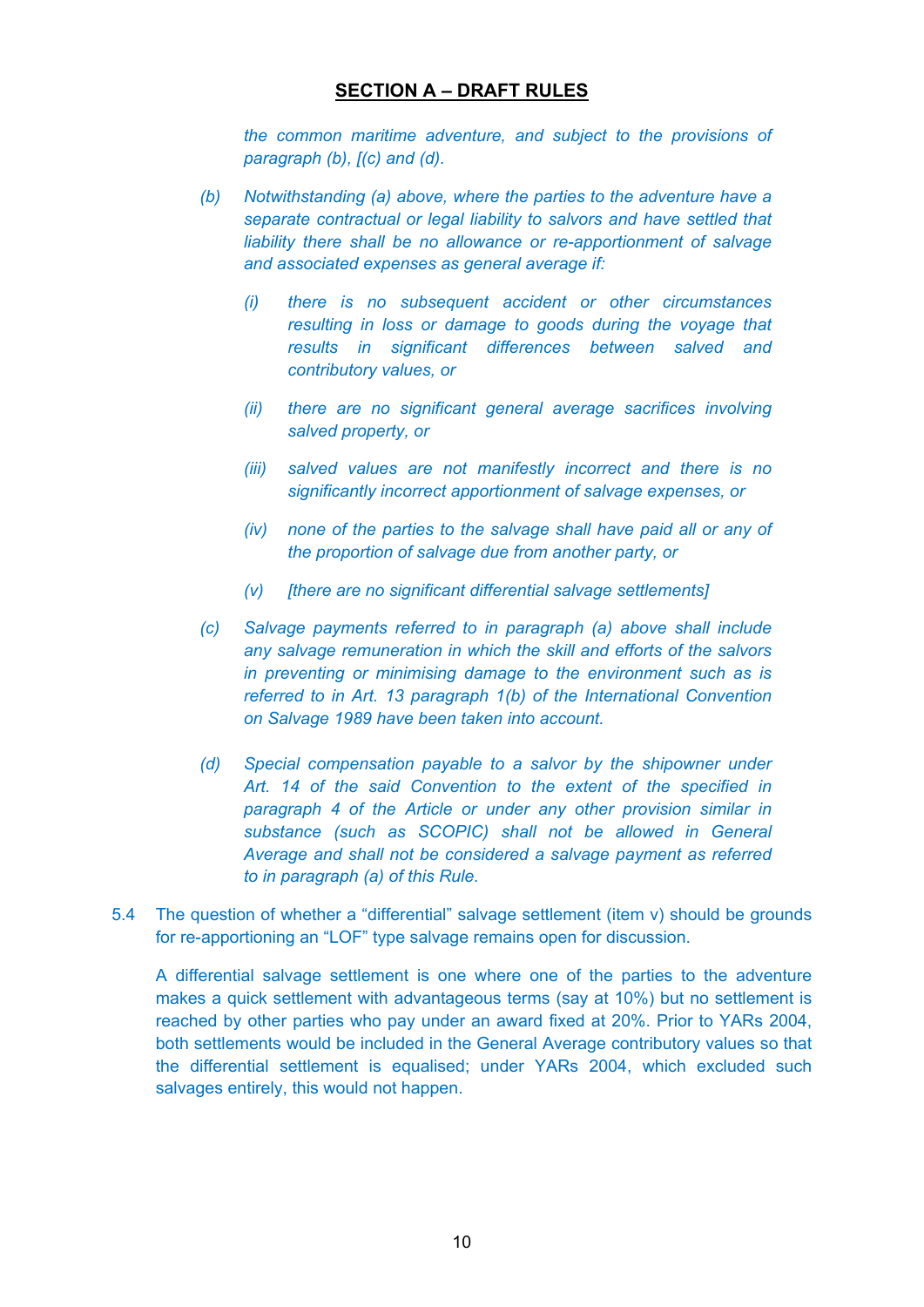## SECTION A – DRAFT RULES

*the common maritime adventure, and subject to the provisions of paragraph (b), [(c) and (d).*

*(b) Notwithstanding (a) above, where the parties to the adventure have a separate contractual or legal liability to salvors and have settled that liability there shall be no allowance or re-apportionment of salvage and associated expenses as general average if:*

*(i) there is no subsequent accident or other circumstances resulting in loss or damage to goods during the voyage that results in significant differences between salved and contributory values, or*

*(ii) there are no significant general average sacrifices involving salved property, or*

*(iii) salved values are not manifestly incorrect and there is no significantly incorrect apportionment of salvage expenses, or*

*(iv) none of the parties to the salvage shall have paid all or any of the proportion of salvage due from another party, or*

*(v) [there are no significant differential salvage settlements]*

*(c) Salvage payments referred to in paragraph (a) above shall include any salvage remuneration in which the skill and efforts of the salvors in preventing or minimising damage to the environment such as is referred to in Art. 13 paragraph 1(b) of the International Convention on Salvage 1989 have been taken into account.*

*(d) Special compensation payable to a salvor by the shipowner under Art. 14 of the said Convention to the extent of the specified in paragraph 4 of the Article or under any other provision similar in substance (such as SCOPIC) shall not be allowed in General Average and shall not be considered a salvage payment as referred to in paragraph (a) of this Rule.*

5.4 The question of whether a "differential" salvage settlement (item v) should be grounds for re-apportioning an "LOF" type salvage remains open for discussion.

A differential salvage settlement is one where one of the parties to the adventure makes a quick settlement with advantageous terms (say at 10%) but no settlement is reached by other parties who pay under an award fixed at 20%. Prior to YARs 2004, both settlements would be included in the General Average contributory values so that the differential settlement is equalised; under YARs 2004, which excluded such salvages entirely, this would not happen.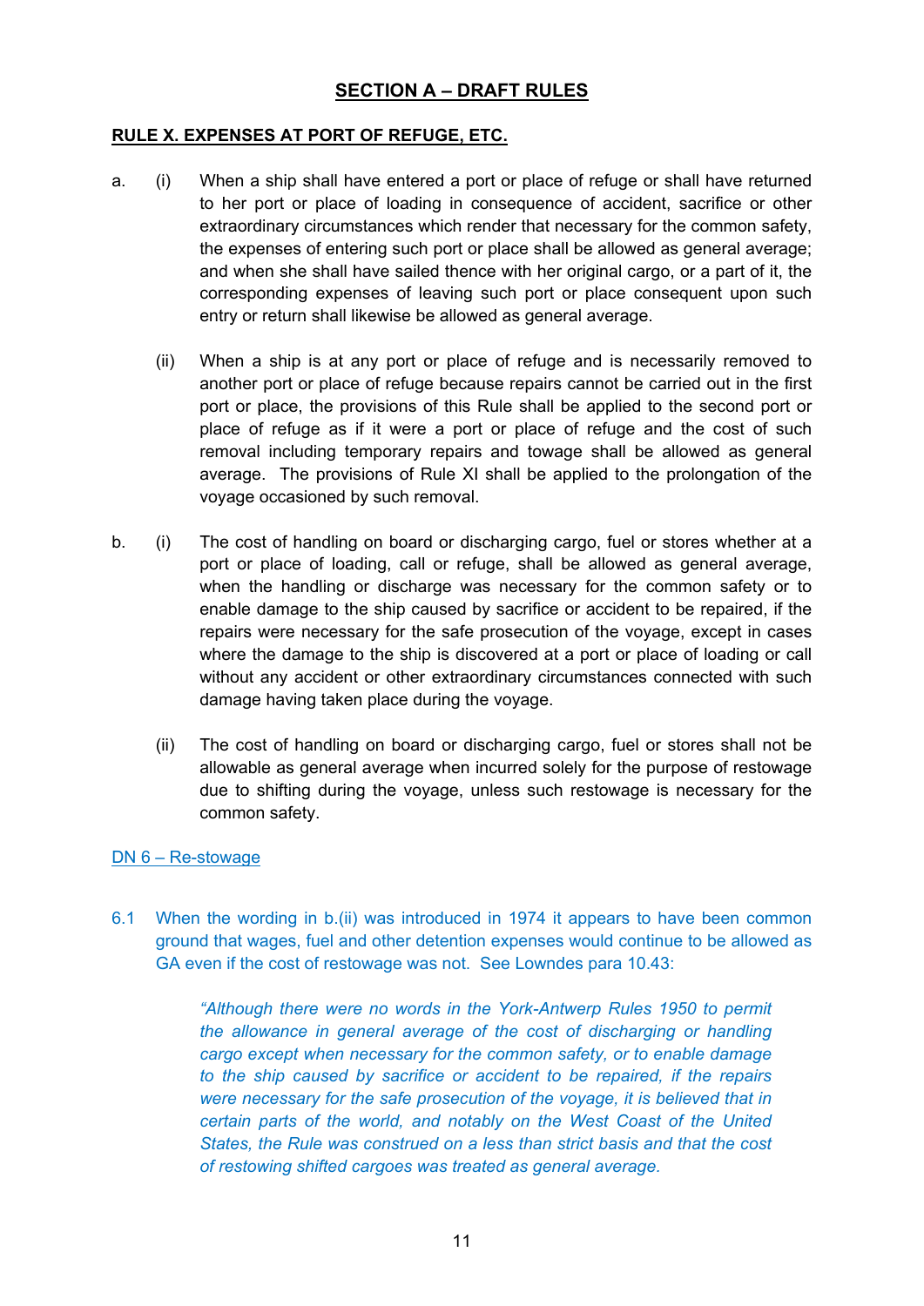## SECTION A – DRAFT RULES

### RULE X. EXPENSES AT PORT OF REFUGE, ETC.

a. (i) When a ship shall have entered a port or place of refuge or shall have returned to her port or place of loading in consequence of accident, sacrifice or other extraordinary circumstances which render that necessary for the common safety, the expenses of entering such port or place shall be allowed as general average; and when she shall have sailed thence with her original cargo, or a part of it, the corresponding expenses of leaving such port or place consequent upon such entry or return shall likewise be allowed as general average.

(ii) When a ship is at any port or place of refuge and is necessarily removed to another port or place of refuge because repairs cannot be carried out in the first port or place, the provisions of this Rule shall be applied to the second port or place of refuge as if it were a port or place of refuge and the cost of such removal including temporary repairs and towage shall be allowed as general average. The provisions of Rule XI shall be applied to the prolongation of the voyage occasioned by such removal.

b. (i) The cost of handling on board or discharging cargo, fuel or stores whether at a port or place of loading, call or refuge, shall be allowed as general average, when the handling or discharge was necessary for the common safety or to enable damage to the ship caused by sacrifice or accident to be repaired, if the repairs were necessary for the safe prosecution of the voyage, except in cases where the damage to the ship is discovered at a port or place of loading or call without any accident or other extraordinary circumstances connected with such damage having taken place during the voyage.

(ii) The cost of handling on board or discharging cargo, fuel or stores shall not be allowable as general average when incurred solely for the purpose of restowage due to shifting during the voyage, unless such restowage is necessary for the common safety.

DN 6 – Re-stowage

6.1 When the wording in b.(ii) was introduced in 1974 it appears to have been common ground that wages, fuel and other detention expenses would continue to be allowed as GA even if the cost of restowage was not. See Lowndes para 10.43:

> *"Although there were no words in the York-Antwerp Rules 1950 to permit the allowance in general average of the cost of discharging or handling cargo except when necessary for the common safety, or to enable damage to the ship caused by sacrifice or accident to be repaired, if the repairs were necessary for the safe prosecution of the voyage, it is believed that in certain parts of the world, and notably on the West Coast of the United States, the Rule was construed on a less than strict basis and that the cost of restowing shifted cargoes was treated as general average.*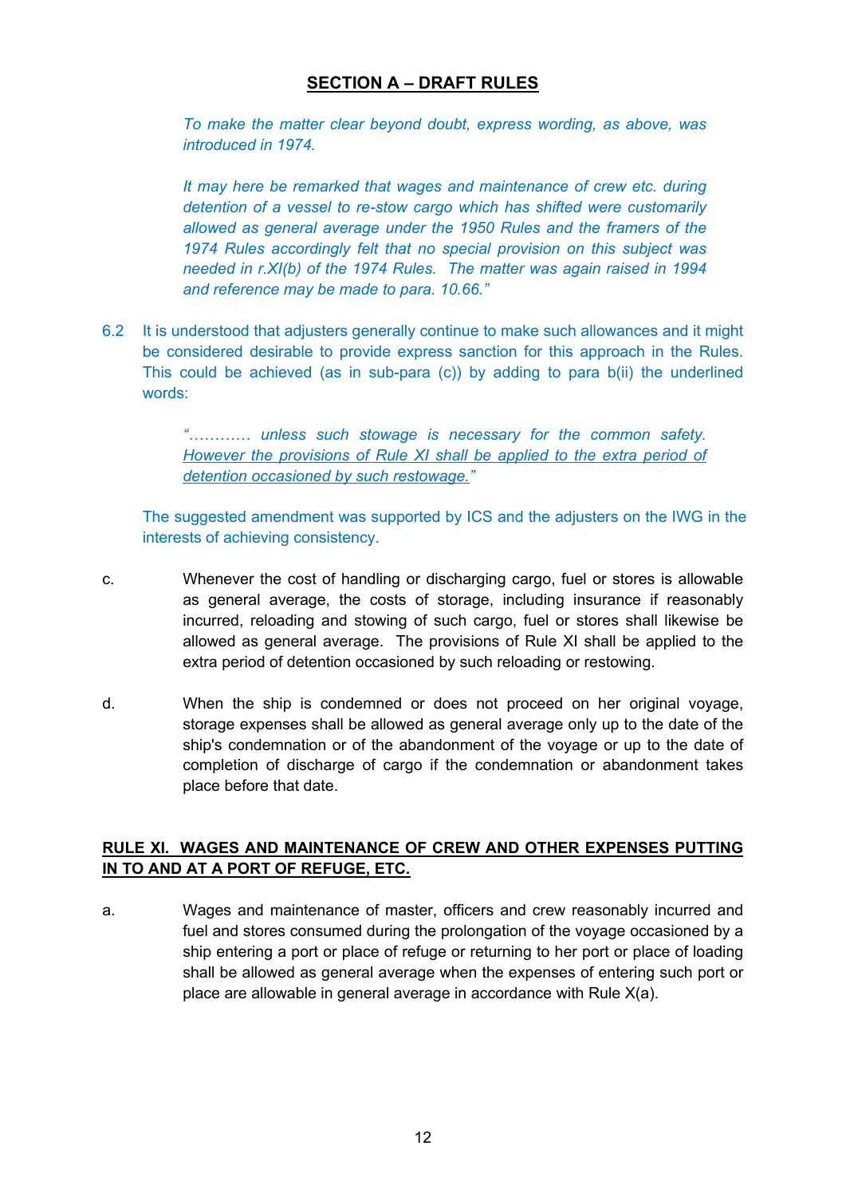## SECTION A – DRAFT RULES

*To make the matter clear beyond doubt, express wording, as above, was introduced in 1974.*

*It may here be remarked that wages and maintenance of crew etc. during detention of a vessel to re-stow cargo which has shifted were customarily allowed as general average under the 1950 Rules and the framers of the 1974 Rules accordingly felt that no special provision on this subject was needed in r.XI(b) of the 1974 Rules. The matter was again raised in 1994 and reference may be made to para. 10.66."*

6.2 It is understood that adjusters generally continue to make such allowances and it might be considered desirable to provide express sanction for this approach in the Rules. This could be achieved (as in sub-para (c)) by adding to para b(ii) the underlined words:

*"………… unless such stowage is necessary for the common safety. <u>However the provisions of Rule XI shall be applied to the extra period of detention occasioned by such restowage.</u>"*

The suggested amendment was supported by ICS and the adjusters on the IWG in the interests of achieving consistency.

c. Whenever the cost of handling or discharging cargo, fuel or stores is allowable as general average, the costs of storage, including insurance if reasonably incurred, reloading and stowing of such cargo, fuel or stores shall likewise be allowed as general average. The provisions of Rule XI shall be applied to the extra period of detention occasioned by such reloading or restowing.

d. When the ship is condemned or does not proceed on her original voyage, storage expenses shall be allowed as general average only up to the date of the ship's condemnation or of the abandonment of the voyage or up to the date of completion of discharge of cargo if the condemnation or abandonment takes place before that date.

**<u>RULE XI. WAGES AND MAINTENANCE OF CREW AND OTHER EXPENSES PUTTING IN TO AND AT A PORT OF REFUGE, ETC.</u>**

a. Wages and maintenance of master, officers and crew reasonably incurred and fuel and stores consumed during the prolongation of the voyage occasioned by a ship entering a port or place of refuge or returning to her port or place of loading shall be allowed as general average when the expenses of entering such port or place are allowable in general average in accordance with Rule X(a).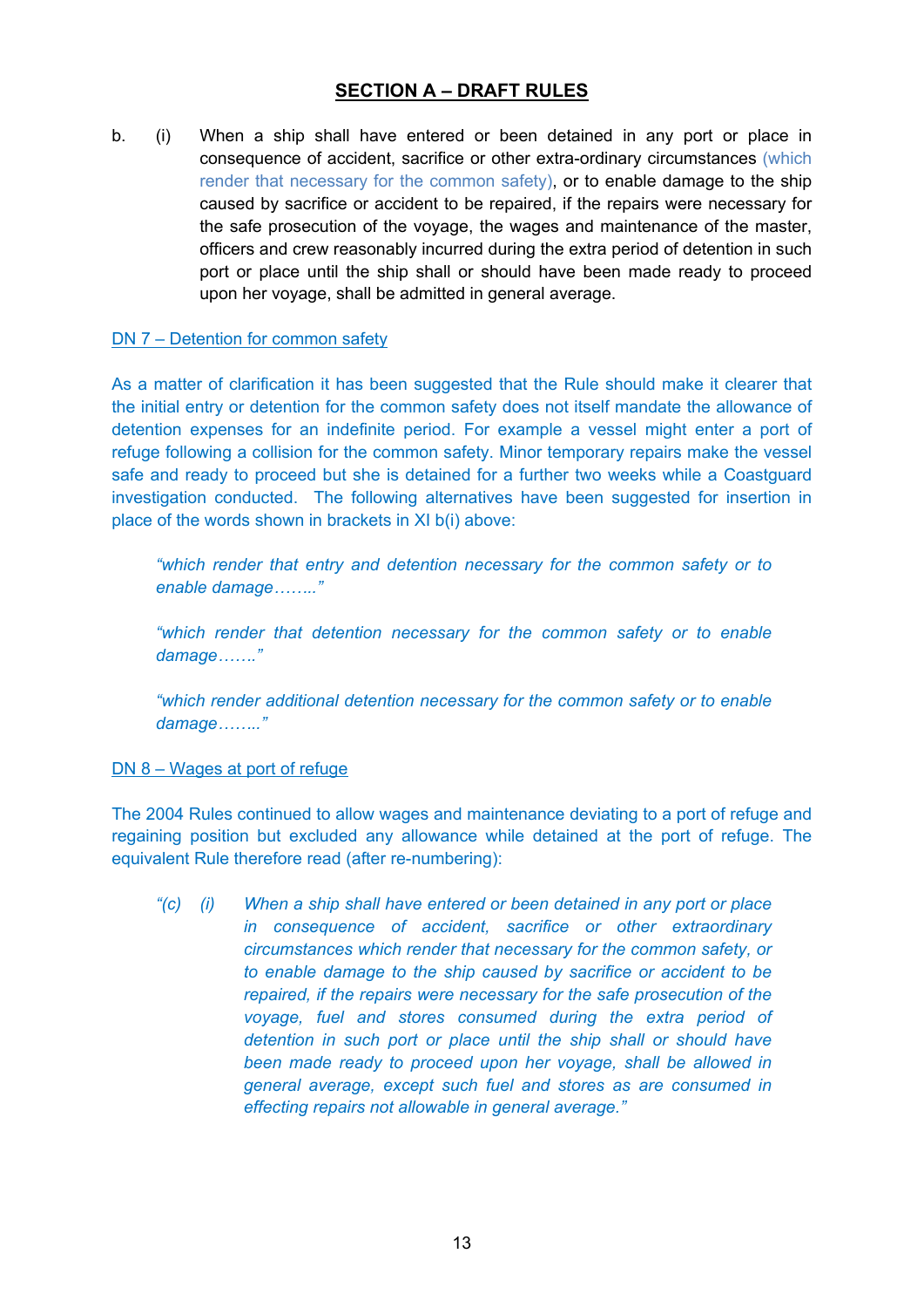## SECTION A – DRAFT RULES

b. (i) When a ship shall have entered or been detained in any port or place in consequence of accident, sacrifice or other extra-ordinary circumstances (which render that necessary for the common safety), or to enable damage to the ship caused by sacrifice or accident to be repaired, if the repairs were necessary for the safe prosecution of the voyage, the wages and maintenance of the master, officers and crew reasonably incurred during the extra period of detention in such port or place until the ship shall or should have been made ready to proceed upon her voyage, shall be admitted in general average.

DN 7 – Detention for common safety

As a matter of clarification it has been suggested that the Rule should make it clearer that the initial entry or detention for the common safety does not itself mandate the allowance of detention expenses for an indefinite period. For example a vessel might enter a port of refuge following a collision for the common safety. Minor temporary repairs make the vessel safe and ready to proceed but she is detained for a further two weeks while a Coastguard investigation conducted. The following alternatives have been suggested for insertion in place of the words shown in brackets in XI b(i) above:

> *"which render that entry and detention necessary for the common safety or to enable damage……."*
>
> *"which render that detention necessary for the common safety or to enable damage……."*
>
> *"which render additional detention necessary for the common safety or to enable damage……."*

DN 8 – Wages at port of refuge

The 2004 Rules continued to allow wages and maintenance deviating to a port of refuge and regaining position but excluded any allowance while detained at the port of refuge. The equivalent Rule therefore read (after re-numbering):

> *"(c) (i) When a ship shall have entered or been detained in any port or place in consequence of accident, sacrifice or other extraordinary circumstances which render that necessary for the common safety, or to enable damage to the ship caused by sacrifice or accident to be repaired, if the repairs were necessary for the safe prosecution of the voyage, fuel and stores consumed during the extra period of detention in such port or place until the ship shall or should have been made ready to proceed upon her voyage, shall be allowed in general average, except such fuel and stores as are consumed in effecting repairs not allowable in general average."*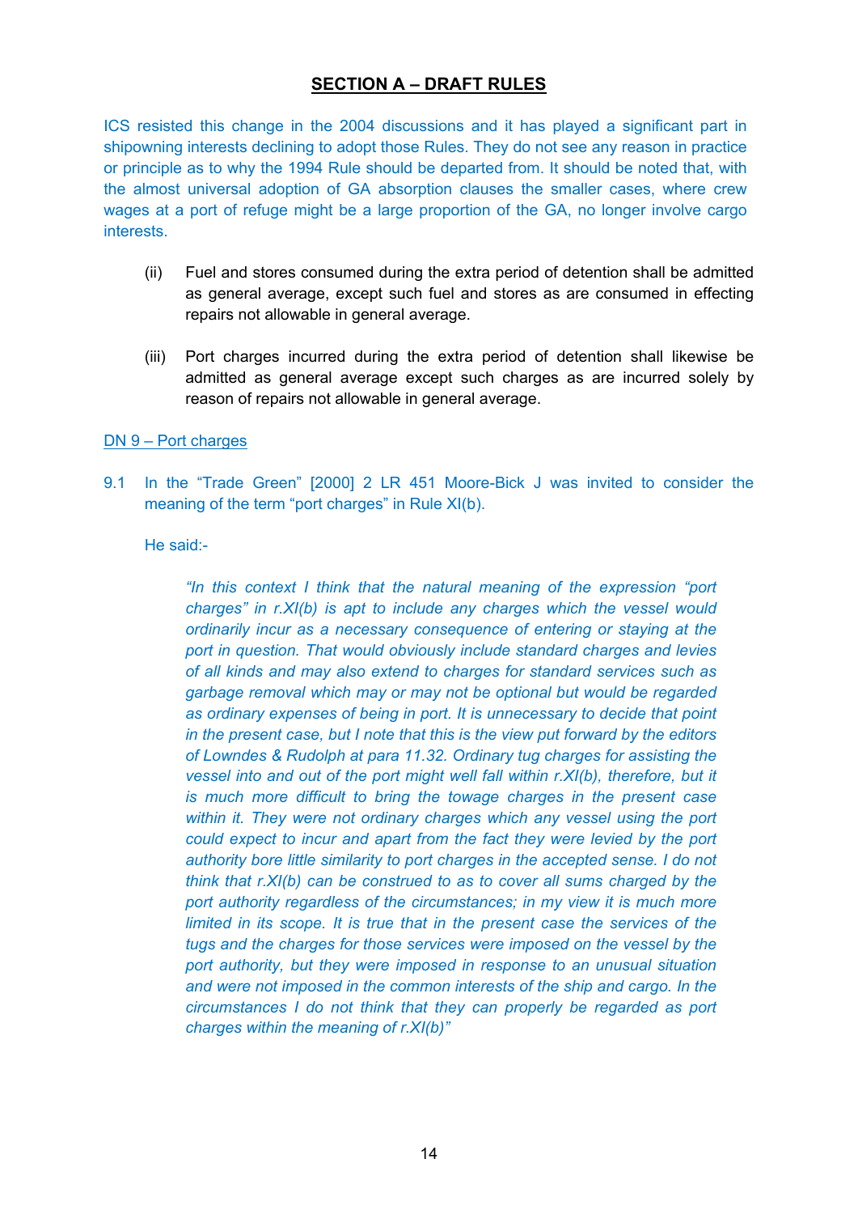## SECTION A – DRAFT RULES

ICS resisted this change in the 2004 discussions and it has played a significant part in shipowning interests declining to adopt those Rules. They do not see any reason in practice or principle as to why the 1994 Rule should be departed from. It should be noted that, with the almost universal adoption of GA absorption clauses the smaller cases, where crew wages at a port of refuge might be a large proportion of the GA, no longer involve cargo interests.

(ii) Fuel and stores consumed during the extra period of detention shall be admitted as general average, except such fuel and stores as are consumed in effecting repairs not allowable in general average.

(iii) Port charges incurred during the extra period of detention shall likewise be admitted as general average except such charges as are incurred solely by reason of repairs not allowable in general average.

DN 9 – Port charges

9.1 In the "Trade Green" [2000] 2 LR 451 Moore-Bick J was invited to consider the meaning of the term "port charges" in Rule XI(b).

He said:-

> *"In this context I think that the natural meaning of the expression "port charges" in r.XI(b) is apt to include any charges which the vessel would ordinarily incur as a necessary consequence of entering or staying at the port in question. That would obviously include standard charges and levies of all kinds and may also extend to charges for standard services such as garbage removal which may or may not be optional but would be regarded as ordinary expenses of being in port. It is unnecessary to decide that point in the present case, but I note that this is the view put forward by the editors of Lowndes & Rudolph at para 11.32. Ordinary tug charges for assisting the vessel into and out of the port might well fall within r.XI(b), therefore, but it is much more difficult to bring the towage charges in the present case within it. They were not ordinary charges which any vessel using the port could expect to incur and apart from the fact they were levied by the port authority bore little similarity to port charges in the accepted sense. I do not think that r.XI(b) can be construed to as to cover all sums charged by the port authority regardless of the circumstances; in my view it is much more limited in its scope. It is true that in the present case the services of the tugs and the charges for those services were imposed on the vessel by the port authority, but they were imposed in response to an unusual situation and were not imposed in the common interests of the ship and cargo. In the circumstances I do not think that they can properly be regarded as port charges within the meaning of r.XI(b)"*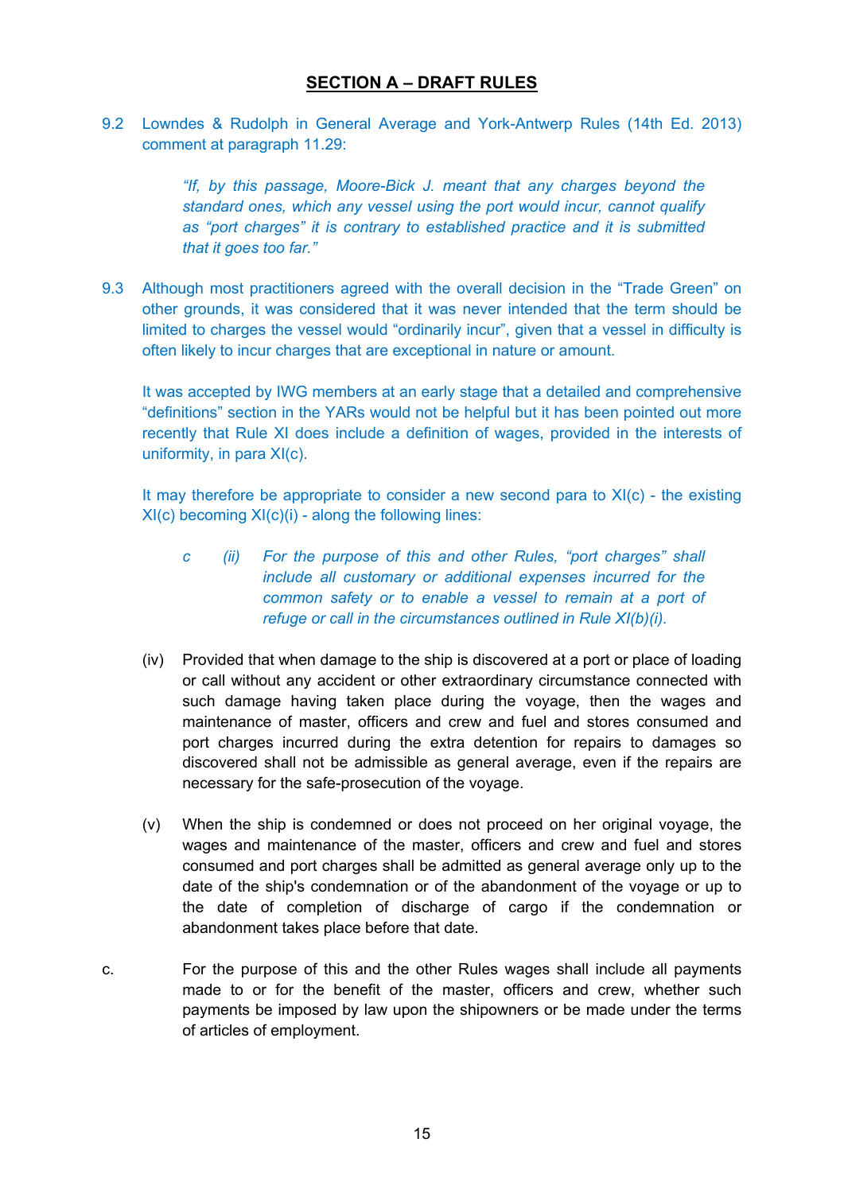## SECTION A – DRAFT RULES

9.2 Lowndes & Rudolph in General Average and York-Antwerp Rules (14th Ed. 2013) comment at paragraph 11.29:

> *"If, by this passage, Moore-Bick J. meant that any charges beyond the standard ones, which any vessel using the port would incur, cannot qualify as "port charges" it is contrary to established practice and it is submitted that it goes too far."*

9.3 Although most practitioners agreed with the overall decision in the "Trade Green" on other grounds, it was considered that it was never intended that the term should be limited to charges the vessel would "ordinarily incur", given that a vessel in difficulty is often likely to incur charges that are exceptional in nature or amount.

It was accepted by IWG members at an early stage that a detailed and comprehensive "definitions" section in the YARs would not be helpful but it has been pointed out more recently that Rule XI does include a definition of wages, provided in the interests of uniformity, in para XI(c).

It may therefore be appropriate to consider a new second para to XI(c) - the existing XI(c) becoming XI(c)(i) - along the following lines:

> *c (ii) For the purpose of this and other Rules, "port charges" shall include all customary or additional expenses incurred for the common safety or to enable a vessel to remain at a port of refuge or call in the circumstances outlined in Rule XI(b)(i).*

(iv) Provided that when damage to the ship is discovered at a port or place of loading or call without any accident or other extraordinary circumstance connected with such damage having taken place during the voyage, then the wages and maintenance of master, officers and crew and fuel and stores consumed and port charges incurred during the extra detention for repairs to damages so discovered shall not be admissible as general average, even if the repairs are necessary for the safe-prosecution of the voyage.

(v) When the ship is condemned or does not proceed on her original voyage, the wages and maintenance of the master, officers and crew and fuel and stores consumed and port charges shall be admitted as general average only up to the date of the ship's condemnation or of the abandonment of the voyage or up to the date of completion of discharge of cargo if the condemnation or abandonment takes place before that date.

c. For the purpose of this and the other Rules wages shall include all payments made to or for the benefit of the master, officers and crew, whether such payments be imposed by law upon the shipowners or be made under the terms of articles of employment.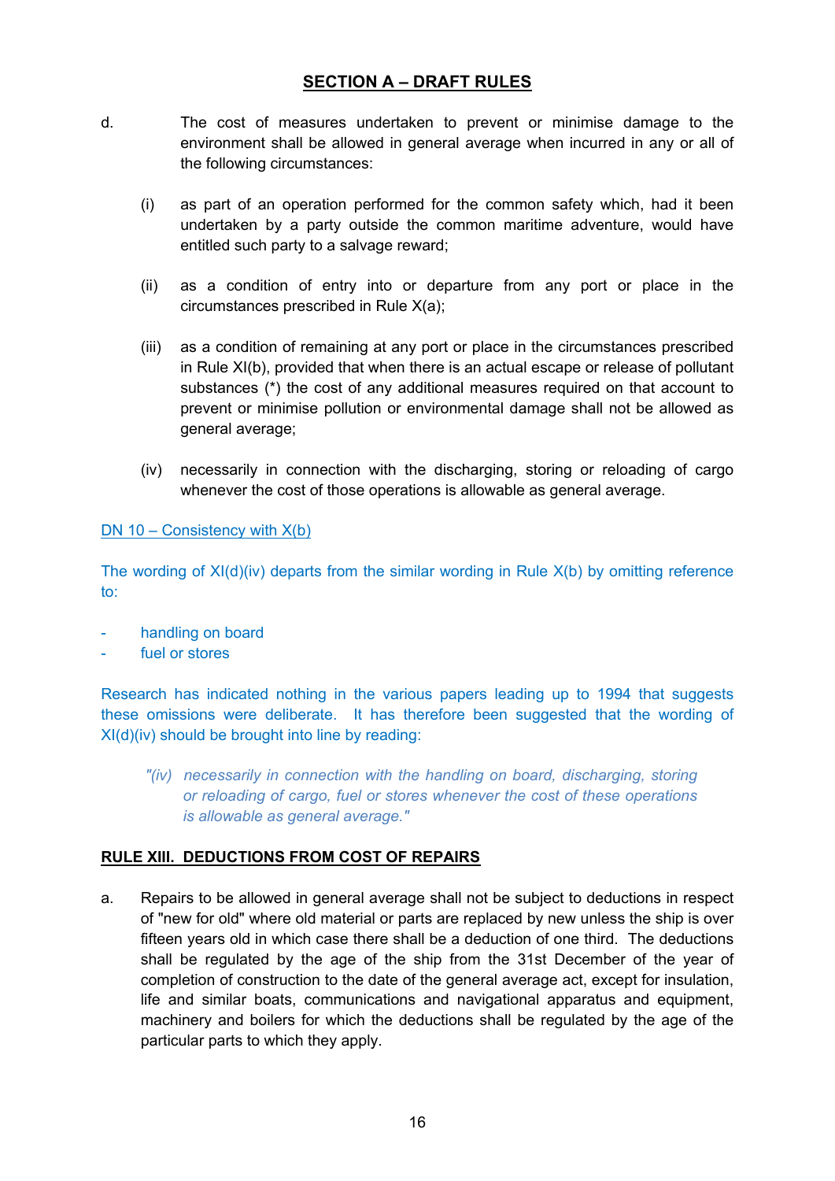## SECTION A – DRAFT RULES

d. The cost of measures undertaken to prevent or minimise damage to the environment shall be allowed in general average when incurred in any or all of the following circumstances:

   (i) as part of an operation performed for the common safety which, had it been undertaken by a party outside the common maritime adventure, would have entitled such party to a salvage reward;

   (ii) as a condition of entry into or departure from any port or place in the circumstances prescribed in Rule X(a);

   (iii) as a condition of remaining at any port or place in the circumstances prescribed in Rule XI(b), provided that when there is an actual escape or release of pollutant substances (*) the cost of any additional measures required on that account to prevent or minimise pollution or environmental damage shall not be allowed as general average;

   (iv) necessarily in connection with the discharging, storing or reloading of cargo whenever the cost of those operations is allowable as general average.

DN 10 – Consistency with X(b)

The wording of XI(d)(iv) departs from the similar wording in Rule X(b) by omitting reference to:

- handling on board
- fuel or stores

Research has indicated nothing in the various papers leading up to 1994 that suggests these omissions were deliberate. It has therefore been suggested that the wording of XI(d)(iv) should be brought into line by reading:

> *"(iv) necessarily in connection with the handling on board, discharging, storing or reloading of cargo, fuel or stores whenever the cost of these operations is allowable as general average."*

**RULE XIII. DEDUCTIONS FROM COST OF REPAIRS**

a. Repairs to be allowed in general average shall not be subject to deductions in respect of "new for old" where old material or parts are replaced by new unless the ship is over fifteen years old in which case there shall be a deduction of one third. The deductions shall be regulated by the age of the ship from the 31st December of the year of completion of construction to the date of the general average act, except for insulation, life and similar boats, communications and navigational apparatus and equipment, machinery and boilers for which the deductions shall be regulated by the age of the particular parts to which they apply.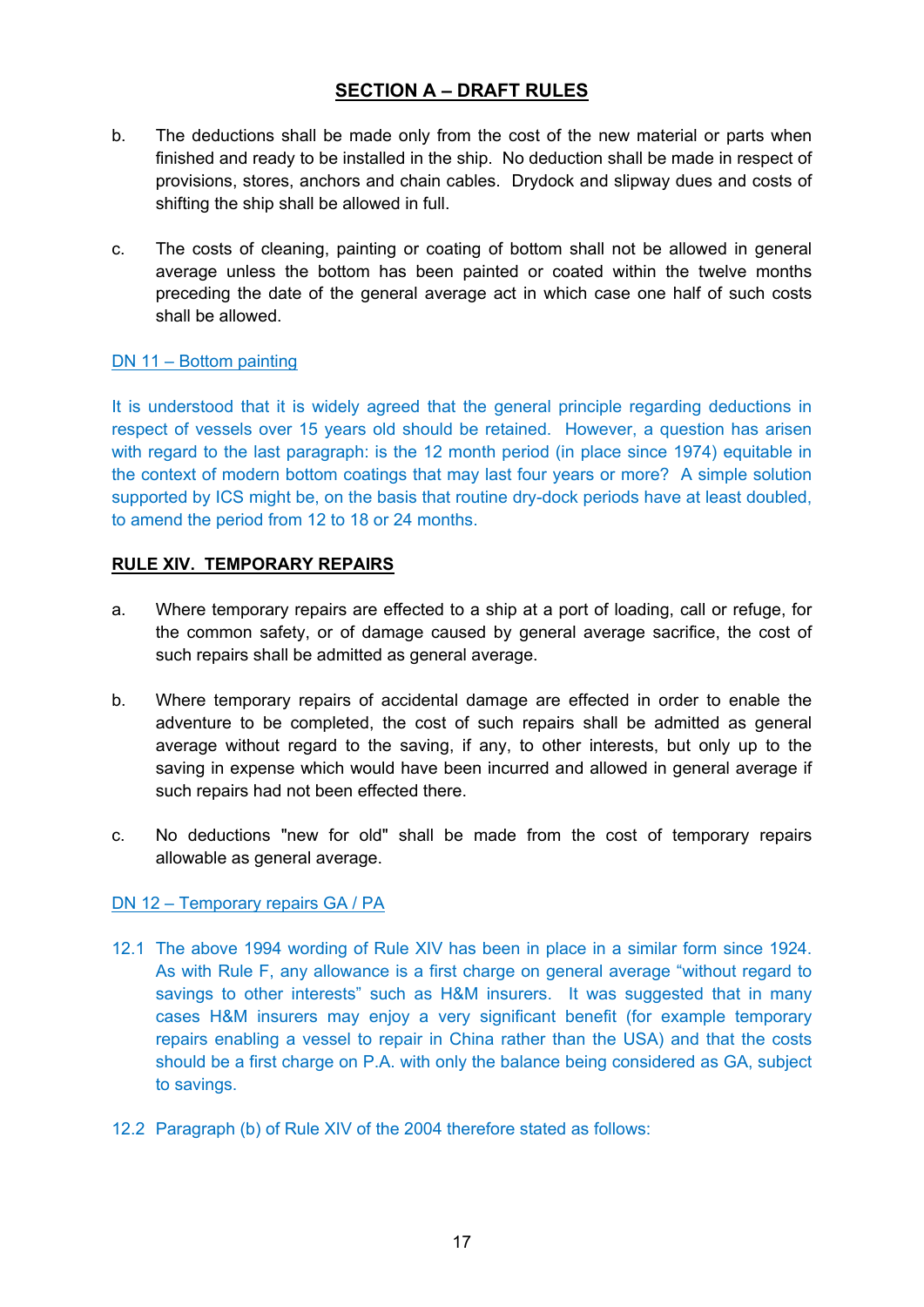## SECTION A – DRAFT RULES

b. The deductions shall be made only from the cost of the new material or parts when finished and ready to be installed in the ship. No deduction shall be made in respect of provisions, stores, anchors and chain cables. Drydock and slipway dues and costs of shifting the ship shall be allowed in full.

c. The costs of cleaning, painting or coating of bottom shall not be allowed in general average unless the bottom has been painted or coated within the twelve months preceding the date of the general average act in which case one half of such costs shall be allowed.

DN 11 – Bottom painting

It is understood that it is widely agreed that the general principle regarding deductions in respect of vessels over 15 years old should be retained. However, a question has arisen with regard to the last paragraph: is the 12 month period (in place since 1974) equitable in the context of modern bottom coatings that may last four years or more? A simple solution supported by ICS might be, on the basis that routine dry-dock periods have at least doubled, to amend the period from 12 to 18 or 24 months.

**RULE XIV. TEMPORARY REPAIRS**

a. Where temporary repairs are effected to a ship at a port of loading, call or refuge, for the common safety, or of damage caused by general average sacrifice, the cost of such repairs shall be admitted as general average.

b. Where temporary repairs of accidental damage are effected in order to enable the adventure to be completed, the cost of such repairs shall be admitted as general average without regard to the saving, if any, to other interests, but only up to the saving in expense which would have been incurred and allowed in general average if such repairs had not been effected there.

c. No deductions "new for old" shall be made from the cost of temporary repairs allowable as general average.

DN 12 – Temporary repairs GA / PA

12.1 The above 1994 wording of Rule XIV has been in place in a similar form since 1924. As with Rule F, any allowance is a first charge on general average "without regard to savings to other interests" such as H&M insurers. It was suggested that in many cases H&M insurers may enjoy a very significant benefit (for example temporary repairs enabling a vessel to repair in China rather than the USA) and that the costs should be a first charge on P.A. with only the balance being considered as GA, subject to savings.

12.2 Paragraph (b) of Rule XIV of the 2004 therefore stated as follows: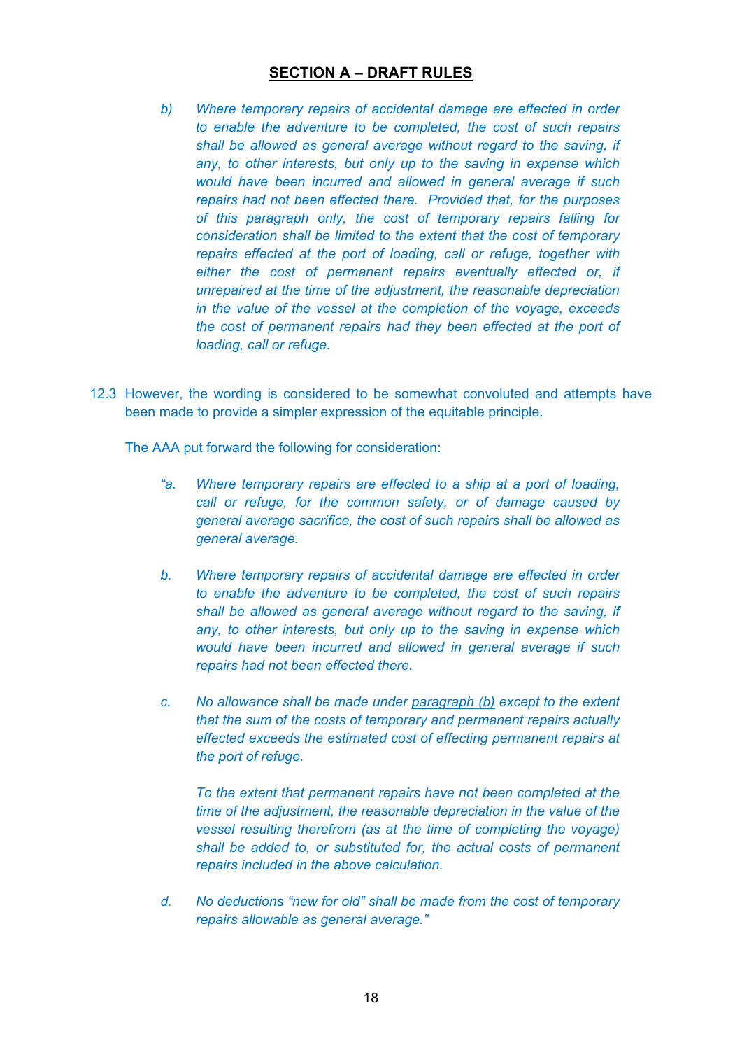## SECTION A – DRAFT RULES

> b) *Where temporary repairs of accidental damage are effected in order to enable the adventure to be completed, the cost of such repairs shall be allowed as general average without regard to the saving, if any, to other interests, but only up to the saving in expense which would have been incurred and allowed in general average if such repairs had not been effected there. Provided that, for the purposes of this paragraph only, the cost of temporary repairs falling for consideration shall be limited to the extent that the cost of temporary repairs effected at the port of loading, call or refuge, together with either the cost of permanent repairs eventually effected or, if unrepaired at the time of the adjustment, the reasonable depreciation in the value of the vessel at the completion of the voyage, exceeds the cost of permanent repairs had they been effected at the port of loading, call or refuge.*

12.3 However, the wording is considered to be somewhat convoluted and attempts have been made to provide a simpler expression of the equitable principle.

The AAA put forward the following for consideration:

> "a. *Where temporary repairs are effected to a ship at a port of loading, call or refuge, for the common safety, or of damage caused by general average sacrifice, the cost of such repairs shall be allowed as general average.*
>
> b. *Where temporary repairs of accidental damage are effected in order to enable the adventure to be completed, the cost of such repairs shall be allowed as general average without regard to the saving, if any, to other interests, but only up to the saving in expense which would have been incurred and allowed in general average if such repairs had not been effected there.*
>
> c. *No allowance shall be made under paragraph (b) except to the extent that the sum of the costs of temporary and permanent repairs actually effected exceeds the estimated cost of effecting permanent repairs at the port of refuge.*
>
> *To the extent that permanent repairs have not been completed at the time of the adjustment, the reasonable depreciation in the value of the vessel resulting therefrom (as at the time of completing the voyage) shall be added to, or substituted for, the actual costs of permanent repairs included in the above calculation.*
>
> d. *No deductions "new for old" shall be made from the cost of temporary repairs allowable as general average."*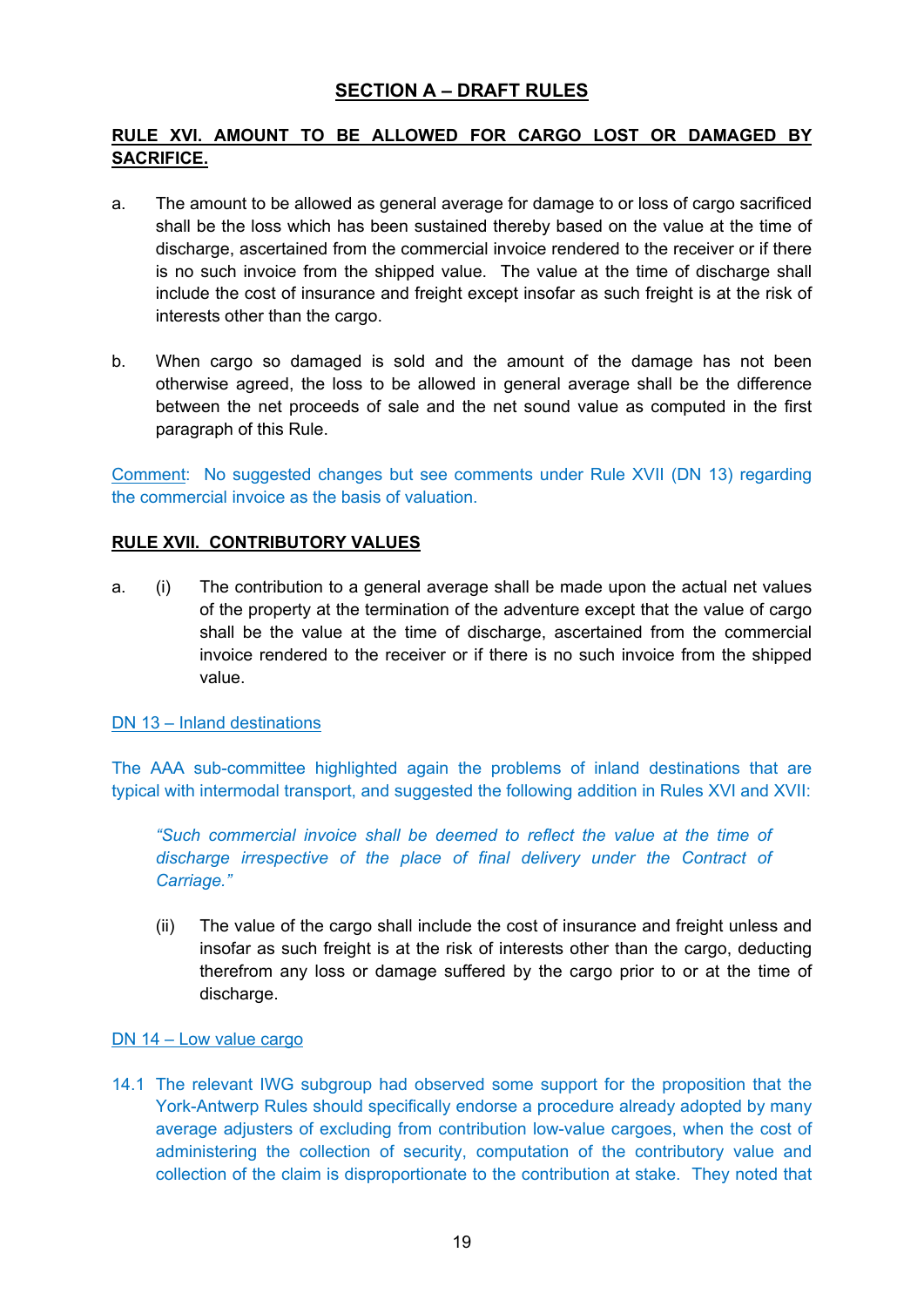## SECTION A – DRAFT RULES

### RULE XVI. AMOUNT TO BE ALLOWED FOR CARGO LOST OR DAMAGED BY SACRIFICE.

a. The amount to be allowed as general average for damage to or loss of cargo sacrificed shall be the loss which has been sustained thereby based on the value at the time of discharge, ascertained from the commercial invoice rendered to the receiver or if there is no such invoice from the shipped value. The value at the time of discharge shall include the cost of insurance and freight except insofar as such freight is at the risk of interests other than the cargo.

b. When cargo so damaged is sold and the amount of the damage has not been otherwise agreed, the loss to be allowed in general average shall be the difference between the net proceeds of sale and the net sound value as computed in the first paragraph of this Rule.

Comment: No suggested changes but see comments under Rule XVII (DN 13) regarding the commercial invoice as the basis of valuation.

### RULE XVII. CONTRIBUTORY VALUES

a. (i) The contribution to a general average shall be made upon the actual net values of the property at the termination of the adventure except that the value of cargo shall be the value at the time of discharge, ascertained from the commercial invoice rendered to the receiver or if there is no such invoice from the shipped value.

DN 13 – Inland destinations

The AAA sub-committee highlighted again the problems of inland destinations that are typical with intermodal transport, and suggested the following addition in Rules XVI and XVII:

> *"Such commercial invoice shall be deemed to reflect the value at the time of discharge irrespective of the place of final delivery under the Contract of Carriage."*

(ii) The value of the cargo shall include the cost of insurance and freight unless and insofar as such freight is at the risk of interests other than the cargo, deducting therefrom any loss or damage suffered by the cargo prior to or at the time of discharge.

DN 14 – Low value cargo

14.1 The relevant IWG subgroup had observed some support for the proposition that the York-Antwerp Rules should specifically endorse a procedure already adopted by many average adjusters of excluding from contribution low-value cargoes, when the cost of administering the collection of security, computation of the contributory value and collection of the claim is disproportionate to the contribution at stake. They noted that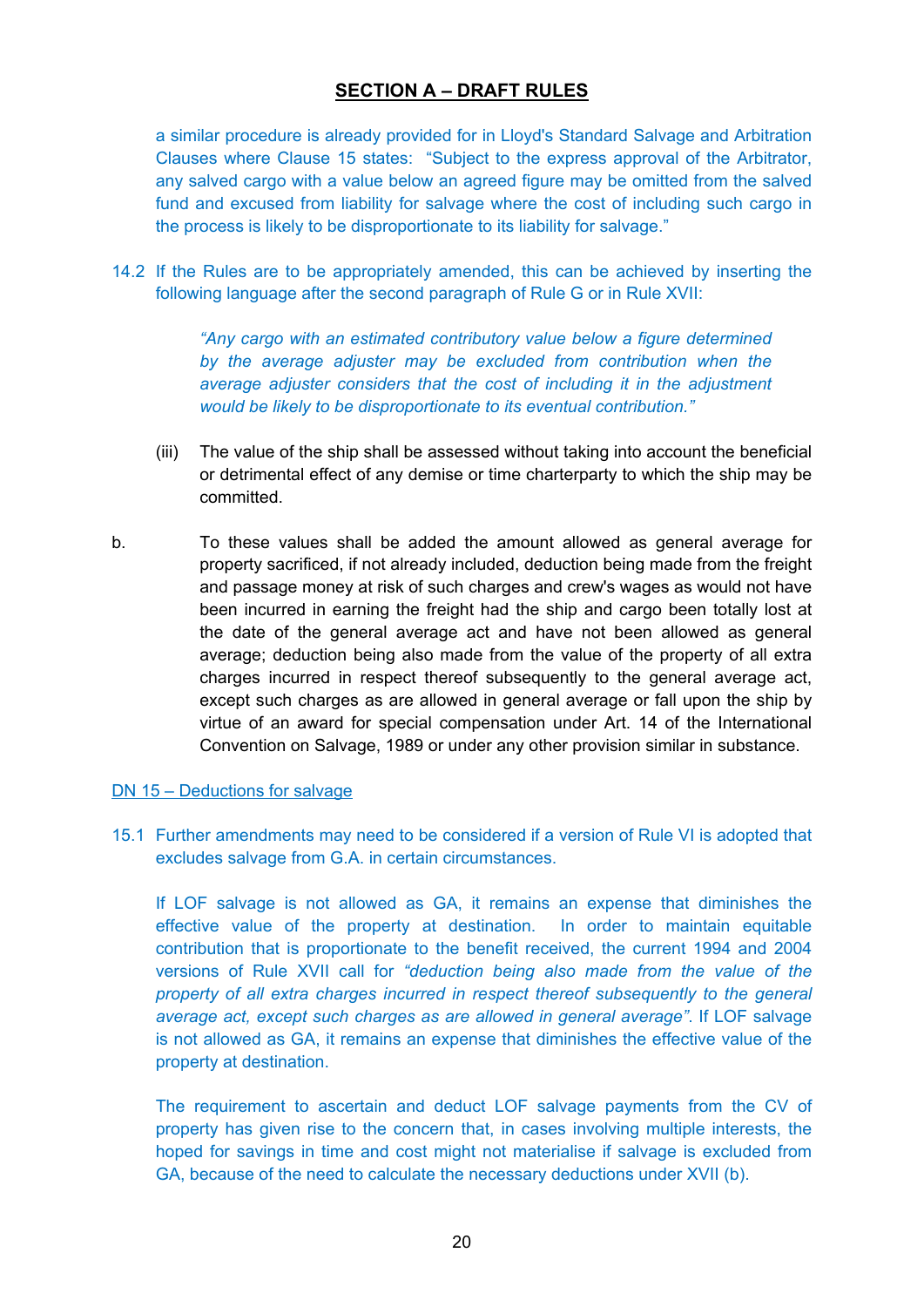## SECTION A – DRAFT RULES

a similar procedure is already provided for in Lloyd's Standard Salvage and Arbitration Clauses where Clause 15 states: "Subject to the express approval of the Arbitrator, any salved cargo with a value below an agreed figure may be omitted from the salved fund and excused from liability for salvage where the cost of including such cargo in the process is likely to be disproportionate to its liability for salvage."

14.2 If the Rules are to be appropriately amended, this can be achieved by inserting the following language after the second paragraph of Rule G or in Rule XVII:

> *"Any cargo with an estimated contributory value below a figure determined by the average adjuster may be excluded from contribution when the average adjuster considers that the cost of including it in the adjustment would be likely to be disproportionate to its eventual contribution."*

(iii) The value of the ship shall be assessed without taking into account the beneficial or detrimental effect of any demise or time charterparty to which the ship may be committed.

b. To these values shall be added the amount allowed as general average for property sacrificed, if not already included, deduction being made from the freight and passage money at risk of such charges and crew's wages as would not have been incurred in earning the freight had the ship and cargo been totally lost at the date of the general average act and have not been allowed as general average; deduction being also made from the value of the property of all extra charges incurred in respect thereof subsequently to the general average act, except such charges as are allowed in general average or fall upon the ship by virtue of an award for special compensation under Art. 14 of the International Convention on Salvage, 1989 or under any other provision similar in substance.

DN 15 – Deductions for salvage

15.1 Further amendments may need to be considered if a version of Rule VI is adopted that excludes salvage from G.A. in certain circumstances.

If LOF salvage is not allowed as GA, it remains an expense that diminishes the effective value of the property at destination. In order to maintain equitable contribution that is proportionate to the benefit received, the current 1994 and 2004 versions of Rule XVII call for *"deduction being also made from the value of the property of all extra charges incurred in respect thereof subsequently to the general average act, except such charges as are allowed in general average"*. If LOF salvage is not allowed as GA, it remains an expense that diminishes the effective value of the property at destination.

The requirement to ascertain and deduct LOF salvage payments from the CV of property has given rise to the concern that, in cases involving multiple interests, the hoped for savings in time and cost might not materialise if salvage is excluded from GA, because of the need to calculate the necessary deductions under XVII (b).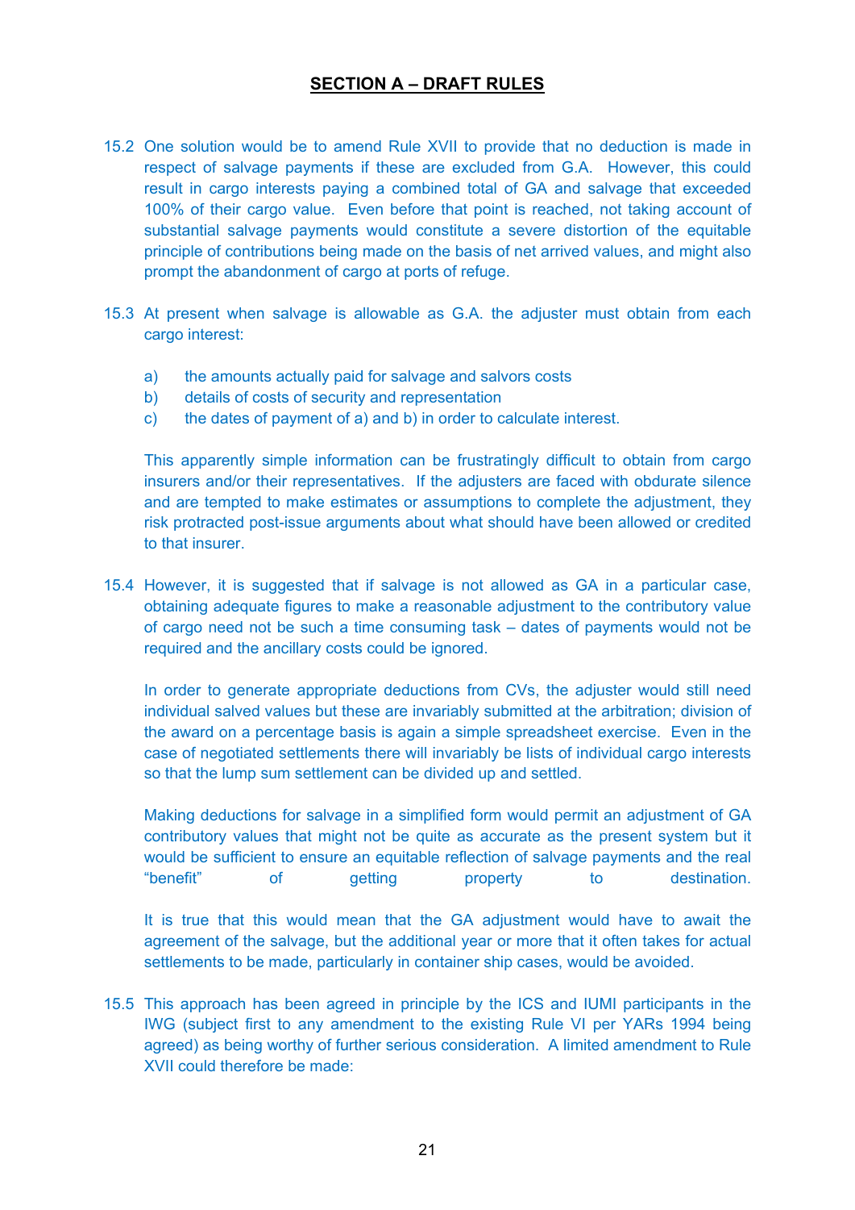## SECTION A – DRAFT RULES

15.2 One solution would be to amend Rule XVII to provide that no deduction is made in respect of salvage payments if these are excluded from G.A. However, this could result in cargo interests paying a combined total of GA and salvage that exceeded 100% of their cargo value. Even before that point is reached, not taking account of substantial salvage payments would constitute a severe distortion of the equitable principle of contributions being made on the basis of net arrived values, and might also prompt the abandonment of cargo at ports of refuge.

15.3 At present when salvage is allowable as G.A. the adjuster must obtain from each cargo interest:

a) the amounts actually paid for salvage and salvors costs
b) details of costs of security and representation
c) the dates of payment of a) and b) in order to calculate interest.

This apparently simple information can be frustratingly difficult to obtain from cargo insurers and/or their representatives. If the adjusters are faced with obdurate silence and are tempted to make estimates or assumptions to complete the adjustment, they risk protracted post-issue arguments about what should have been allowed or credited to that insurer.

15.4 However, it is suggested that if salvage is not allowed as GA in a particular case, obtaining adequate figures to make a reasonable adjustment to the contributory value of cargo need not be such a time consuming task – dates of payments would not be required and the ancillary costs could be ignored.

In order to generate appropriate deductions from CVs, the adjuster would still need individual salved values but these are invariably submitted at the arbitration; division of the award on a percentage basis is again a simple spreadsheet exercise. Even in the case of negotiated settlements there will invariably be lists of individual cargo interests so that the lump sum settlement can be divided up and settled.

Making deductions for salvage in a simplified form would permit an adjustment of GA contributory values that might not be quite as accurate as the present system but it would be sufficient to ensure an equitable reflection of salvage payments and the real "benefit" of getting property to destination.

It is true that this would mean that the GA adjustment would have to await the agreement of the salvage, but the additional year or more that it often takes for actual settlements to be made, particularly in container ship cases, would be avoided.

15.5 This approach has been agreed in principle by the ICS and IUMI participants in the IWG (subject first to any amendment to the existing Rule VI per YARs 1994 being agreed) as being worthy of further serious consideration. A limited amendment to Rule XVII could therefore be made: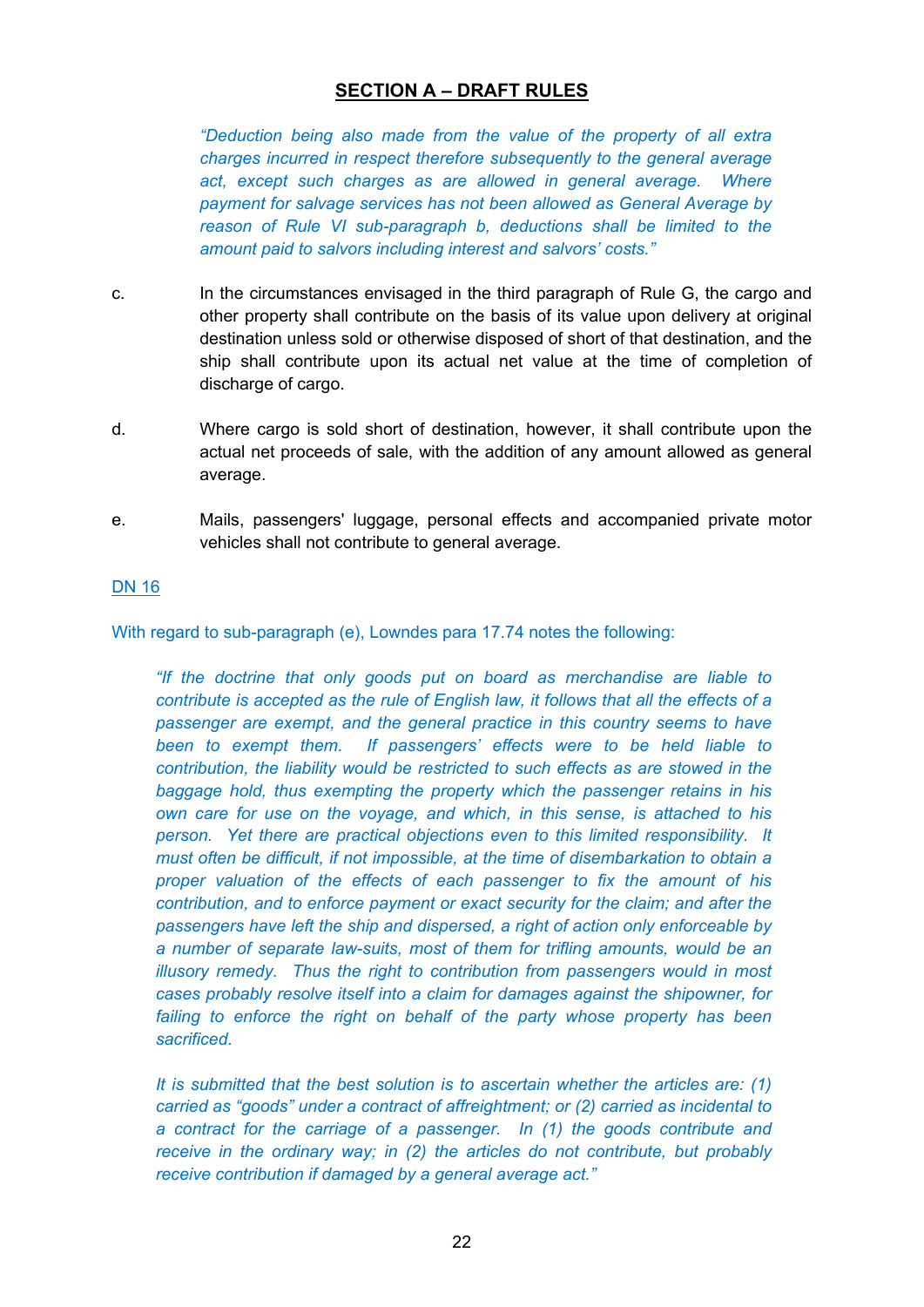## SECTION A – DRAFT RULES

> *"Deduction being also made from the value of the property of all extra charges incurred in respect therefore subsequently to the general average act, except such charges as are allowed in general average. Where payment for salvage services has not been allowed as General Average by reason of Rule VI sub-paragraph b, deductions shall be limited to the amount paid to salvors including interest and salvors' costs."*

c. In the circumstances envisaged in the third paragraph of Rule G, the cargo and other property shall contribute on the basis of its value upon delivery at original destination unless sold or otherwise disposed of short of that destination, and the ship shall contribute upon its actual net value at the time of completion of discharge of cargo.

d. Where cargo is sold short of destination, however, it shall contribute upon the actual net proceeds of sale, with the addition of any amount allowed as general average.

e. Mails, passengers' luggage, personal effects and accompanied private motor vehicles shall not contribute to general average.

DN 16

With regard to sub-paragraph (e), Lowndes para 17.74 notes the following:

> *"If the doctrine that only goods put on board as merchandise are liable to contribute is accepted as the rule of English law, it follows that all the effects of a passenger are exempt, and the general practice in this country seems to have been to exempt them. If passengers' effects were to be held liable to contribution, the liability would be restricted to such effects as are stowed in the baggage hold, thus exempting the property which the passenger retains in his own care for use on the voyage, and which, in this sense, is attached to his person. Yet there are practical objections even to this limited responsibility. It must often be difficult, if not impossible, at the time of disembarkation to obtain a proper valuation of the effects of each passenger to fix the amount of his contribution, and to enforce payment or exact security for the claim; and after the passengers have left the ship and dispersed, a right of action only enforceable by a number of separate law-suits, most of them for trifling amounts, would be an illusory remedy. Thus the right to contribution from passengers would in most cases probably resolve itself into a claim for damages against the shipowner, for failing to enforce the right on behalf of the party whose property has been sacrificed.*
>
> *It is submitted that the best solution is to ascertain whether the articles are: (1) carried as "goods" under a contract of affreightment; or (2) carried as incidental to a contract for the carriage of a passenger. In (1) the goods contribute and receive in the ordinary way; in (2) the articles do not contribute, but probably receive contribution if damaged by a general average act."*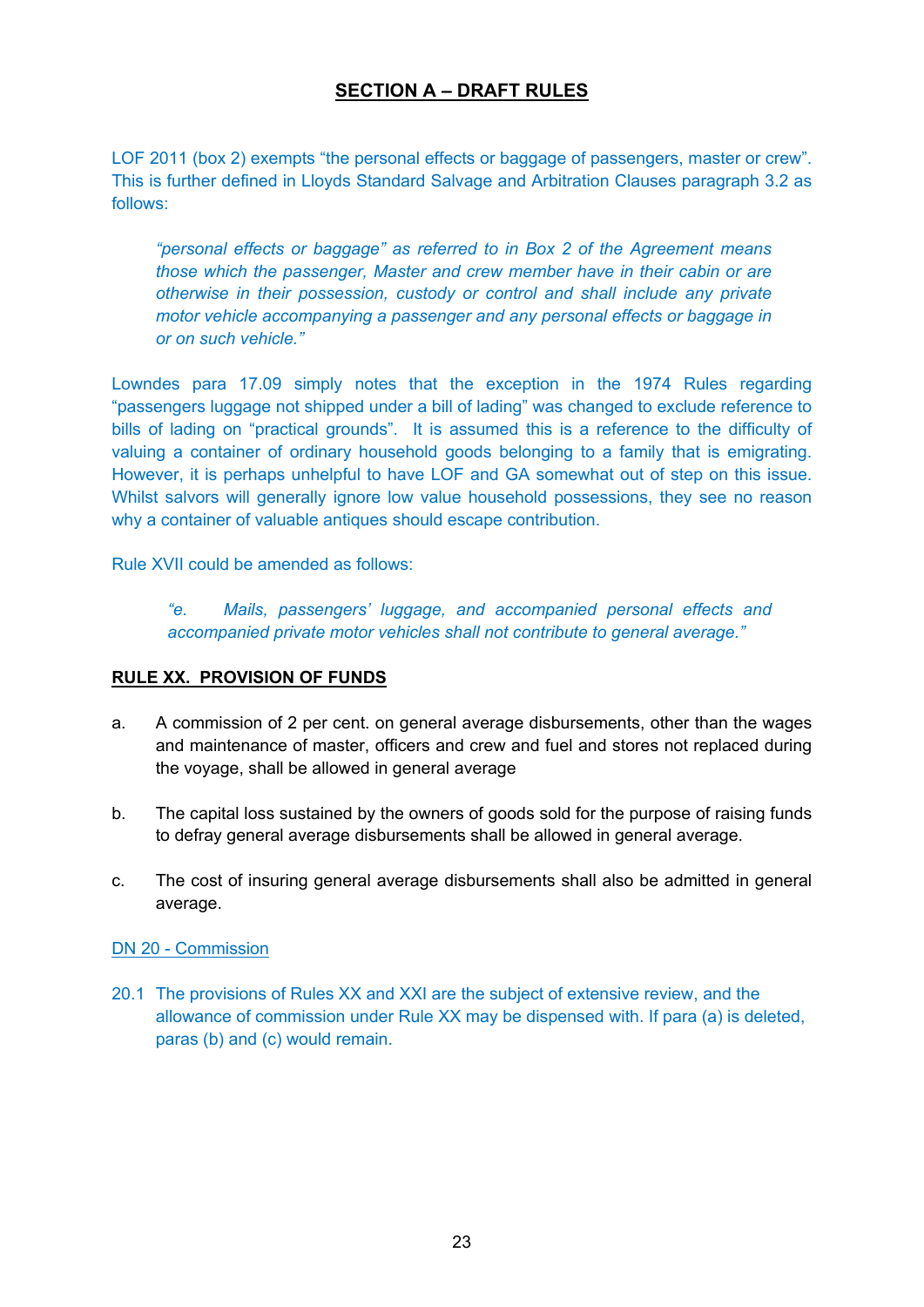## SECTION A – DRAFT RULES

LOF 2011 (box 2) exempts "the personal effects or baggage of passengers, master or crew". This is further defined in Lloyds Standard Salvage and Arbitration Clauses paragraph 3.2 as follows:

> *"personal effects or baggage" as referred to in Box 2 of the Agreement means those which the passenger, Master and crew member have in their cabin or are otherwise in their possession, custody or control and shall include any private motor vehicle accompanying a passenger and any personal effects or baggage in or on such vehicle."*

Lowndes para 17.09 simply notes that the exception in the 1974 Rules regarding "passengers luggage not shipped under a bill of lading" was changed to exclude reference to bills of lading on "practical grounds". It is assumed this is a reference to the difficulty of valuing a container of ordinary household goods belonging to a family that is emigrating. However, it is perhaps unhelpful to have LOF and GA somewhat out of step on this issue. Whilst salvors will generally ignore low value household possessions, they see no reason why a container of valuable antiques should escape contribution.

Rule XVII could be amended as follows:

> *"e. Mails, passengers' luggage, and accompanied personal effects and accompanied private motor vehicles shall not contribute to general average."*

**RULE XX. PROVISION OF FUNDS**

a. A commission of 2 per cent. on general average disbursements, other than the wages and maintenance of master, officers and crew and fuel and stores not replaced during the voyage, shall be allowed in general average

b. The capital loss sustained by the owners of goods sold for the purpose of raising funds to defray general average disbursements shall be allowed in general average.

c. The cost of insuring general average disbursements shall also be admitted in general average.

DN 20 - Commission

20.1 The provisions of Rules XX and XXI are the subject of extensive review, and the allowance of commission under Rule XX may be dispensed with. If para (a) is deleted, paras (b) and (c) would remain.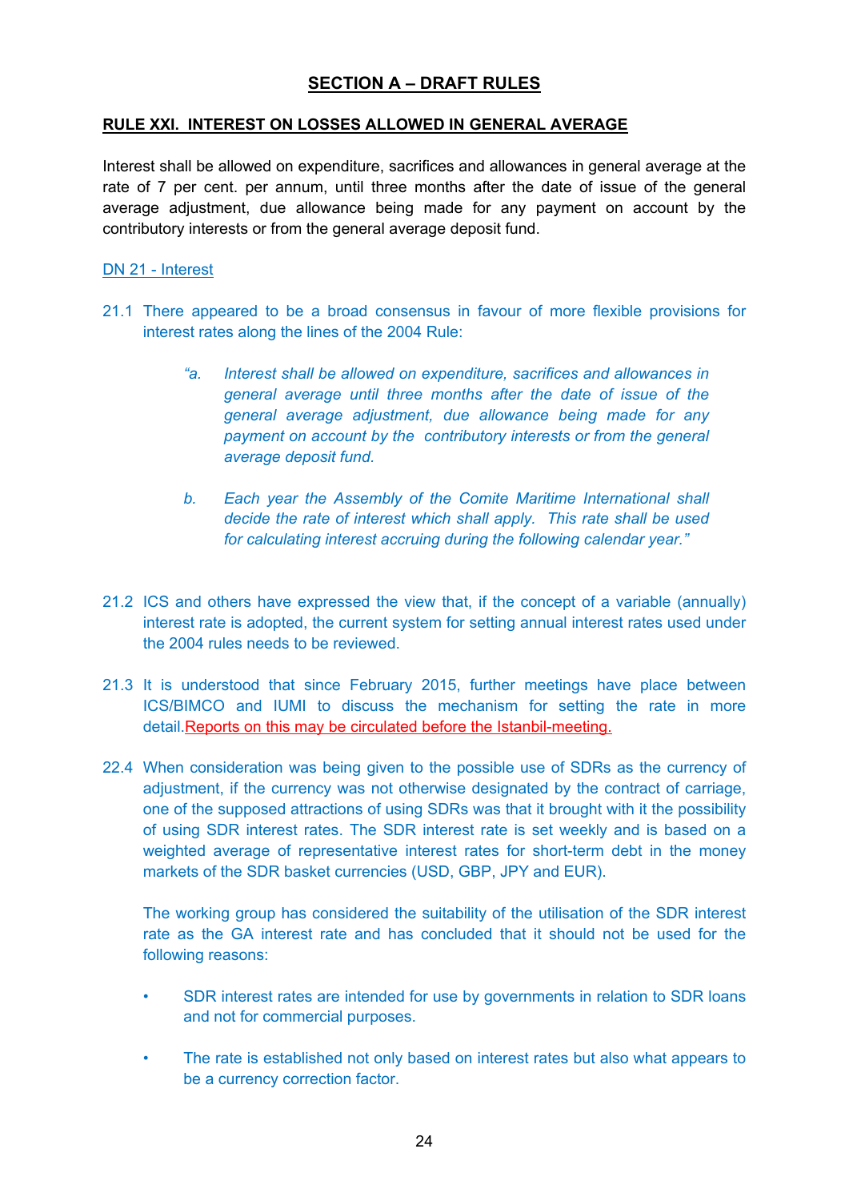## SECTION A – DRAFT RULES

### RULE XXI. INTEREST ON LOSSES ALLOWED IN GENERAL AVERAGE

Interest shall be allowed on expenditure, sacrifices and allowances in general average at the rate of 7 per cent. per annum, until three months after the date of issue of the general average adjustment, due allowance being made for any payment on account by the contributory interests or from the general average deposit fund.

DN 21 - Interest

21.1 There appeared to be a broad consensus in favour of more flexible provisions for interest rates along the lines of the 2004 Rule:

> *"a. Interest shall be allowed on expenditure, sacrifices and allowances in general average until three months after the date of issue of the general average adjustment, due allowance being made for any payment on account by the contributory interests or from the general average deposit fund.*
>
> *b. Each year the Assembly of the Comite Maritime International shall decide the rate of interest which shall apply. This rate shall be used for calculating interest accruing during the following calendar year."*

21.2 ICS and others have expressed the view that, if the concept of a variable (annually) interest rate is adopted, the current system for setting annual interest rates used under the 2004 rules needs to be reviewed.

21.3 It is understood that since February 2015, further meetings have place between ICS/BIMCO and IUMI to discuss the mechanism for setting the rate in more detail.Reports on this may be circulated before the Istanbil-meeting.

22.4 When consideration was being given to the possible use of SDRs as the currency of adjustment, if the currency was not otherwise designated by the contract of carriage, one of the supposed attractions of using SDRs was that it brought with it the possibility of using SDR interest rates. The SDR interest rate is set weekly and is based on a weighted average of representative interest rates for short-term debt in the money markets of the SDR basket currencies (USD, GBP, JPY and EUR).

The working group has considered the suitability of the utilisation of the SDR interest rate as the GA interest rate and has concluded that it should not be used for the following reasons:

- SDR interest rates are intended for use by governments in relation to SDR loans and not for commercial purposes.
- The rate is established not only based on interest rates but also what appears to be a currency correction factor.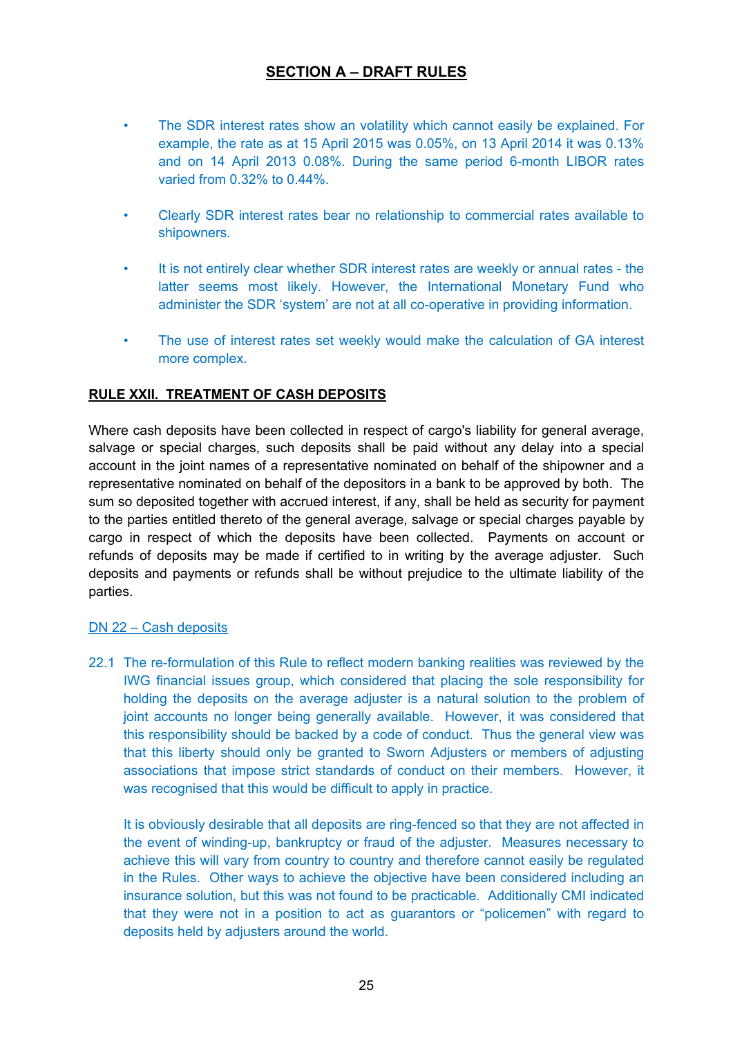## SECTION A – DRAFT RULES

- The SDR interest rates show an volatility which cannot easily be explained. For example, the rate as at 15 April 2015 was 0.05%, on 13 April 2014 it was 0.13% and on 14 April 2013 0.08%. During the same period 6-month LIBOR rates varied from 0.32% to 0.44%.
- Clearly SDR interest rates bear no relationship to commercial rates available to shipowners.
- It is not entirely clear whether SDR interest rates are weekly or annual rates - the latter seems most likely. However, the International Monetary Fund who administer the SDR 'system' are not at all co-operative in providing information.
- The use of interest rates set weekly would make the calculation of GA interest more complex.

### RULE XXII. TREATMENT OF CASH DEPOSITS

Where cash deposits have been collected in respect of cargo's liability for general average, salvage or special charges, such deposits shall be paid without any delay into a special account in the joint names of a representative nominated on behalf of the shipowner and a representative nominated on behalf of the depositors in a bank to be approved by both. The sum so deposited together with accrued interest, if any, shall be held as security for payment to the parties entitled thereto of the general average, salvage or special charges payable by cargo in respect of which the deposits have been collected. Payments on account or refunds of deposits may be made if certified to in writing by the average adjuster. Such deposits and payments or refunds shall be without prejudice to the ultimate liability of the parties.

DN 22 – Cash deposits

22.1 The re-formulation of this Rule to reflect modern banking realities was reviewed by the IWG financial issues group, which considered that placing the sole responsibility for holding the deposits on the average adjuster is a natural solution to the problem of joint accounts no longer being generally available. However, it was considered that this responsibility should be backed by a code of conduct. Thus the general view was that this liberty should only be granted to Sworn Adjusters or members of adjusting associations that impose strict standards of conduct on their members. However, it was recognised that this would be difficult to apply in practice.

It is obviously desirable that all deposits are ring-fenced so that they are not affected in the event of winding-up, bankruptcy or fraud of the adjuster. Measures necessary to achieve this will vary from country to country and therefore cannot easily be regulated in the Rules. Other ways to achieve the objective have been considered including an insurance solution, but this was not found to be practicable. Additionally CMI indicated that they were not in a position to act as guarantors or "policemen" with regard to deposits held by adjusters around the world.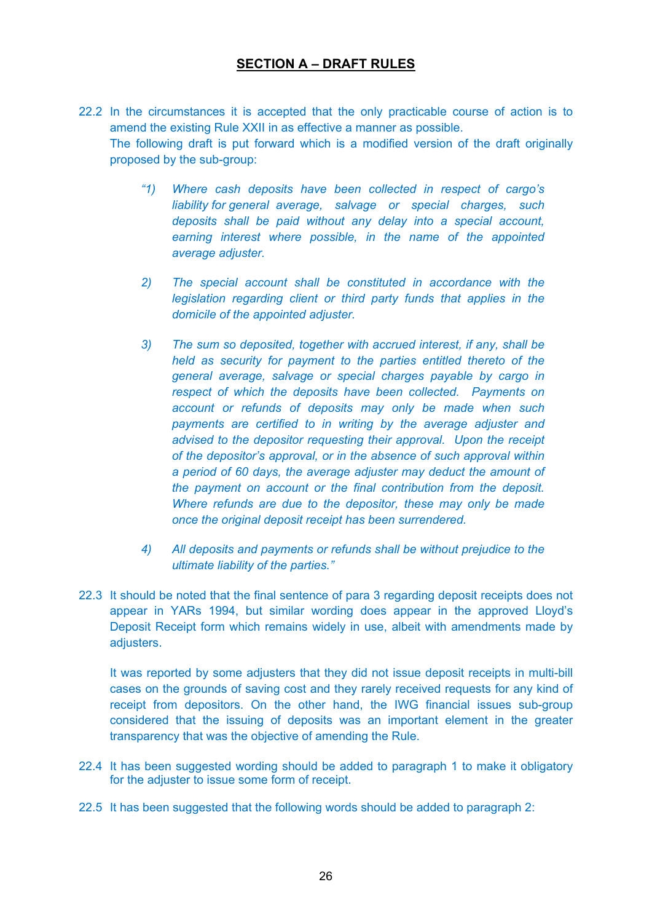## SECTION A – DRAFT RULES

22.2 In the circumstances it is accepted that the only practicable course of action is to amend the existing Rule XXII in as effective a manner as possible. The following draft is put forward which is a modified version of the draft originally proposed by the sub-group:

> *"1) Where cash deposits have been collected in respect of cargo's liability for general average, salvage or special charges, such deposits shall be paid without any delay into a special account, earning interest where possible, in the name of the appointed average adjuster.*
>
> *2) The special account shall be constituted in accordance with the legislation regarding client or third party funds that applies in the domicile of the appointed adjuster.*
>
> *3) The sum so deposited, together with accrued interest, if any, shall be held as security for payment to the parties entitled thereto of the general average, salvage or special charges payable by cargo in respect of which the deposits have been collected. Payments on account or refunds of deposits may only be made when such payments are certified to in writing by the average adjuster and advised to the depositor requesting their approval. Upon the receipt of the depositor's approval, or in the absence of such approval within a period of 60 days, the average adjuster may deduct the amount of the payment on account or the final contribution from the deposit. Where refunds are due to the depositor, these may only be made once the original deposit receipt has been surrendered.*
>
> *4) All deposits and payments or refunds shall be without prejudice to the ultimate liability of the parties."*

22.3 It should be noted that the final sentence of para 3 regarding deposit receipts does not appear in YARs 1994, but similar wording does appear in the approved Lloyd's Deposit Receipt form which remains widely in use, albeit with amendments made by adjusters.

It was reported by some adjusters that they did not issue deposit receipts in multi-bill cases on the grounds of saving cost and they rarely received requests for any kind of receipt from depositors. On the other hand, the IWG financial issues sub-group considered that the issuing of deposits was an important element in the greater transparency that was the objective of amending the Rule.

22.4 It has been suggested wording should be added to paragraph 1 to make it obligatory for the adjuster to issue some form of receipt.

22.5 It has been suggested that the following words should be added to paragraph 2: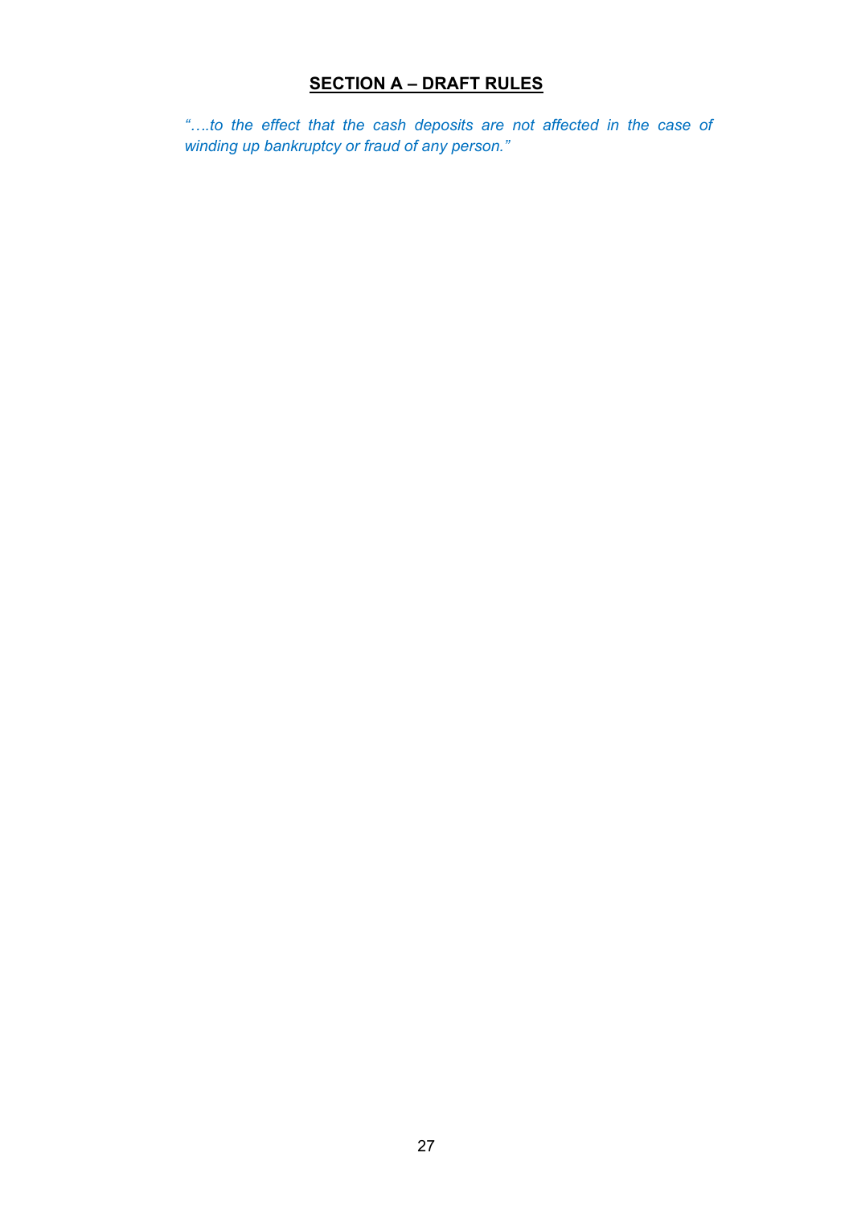## SECTION A – DRAFT RULES

*"….to the effect that the cash deposits are not affected in the case of winding up bankruptcy or fraud of any person."*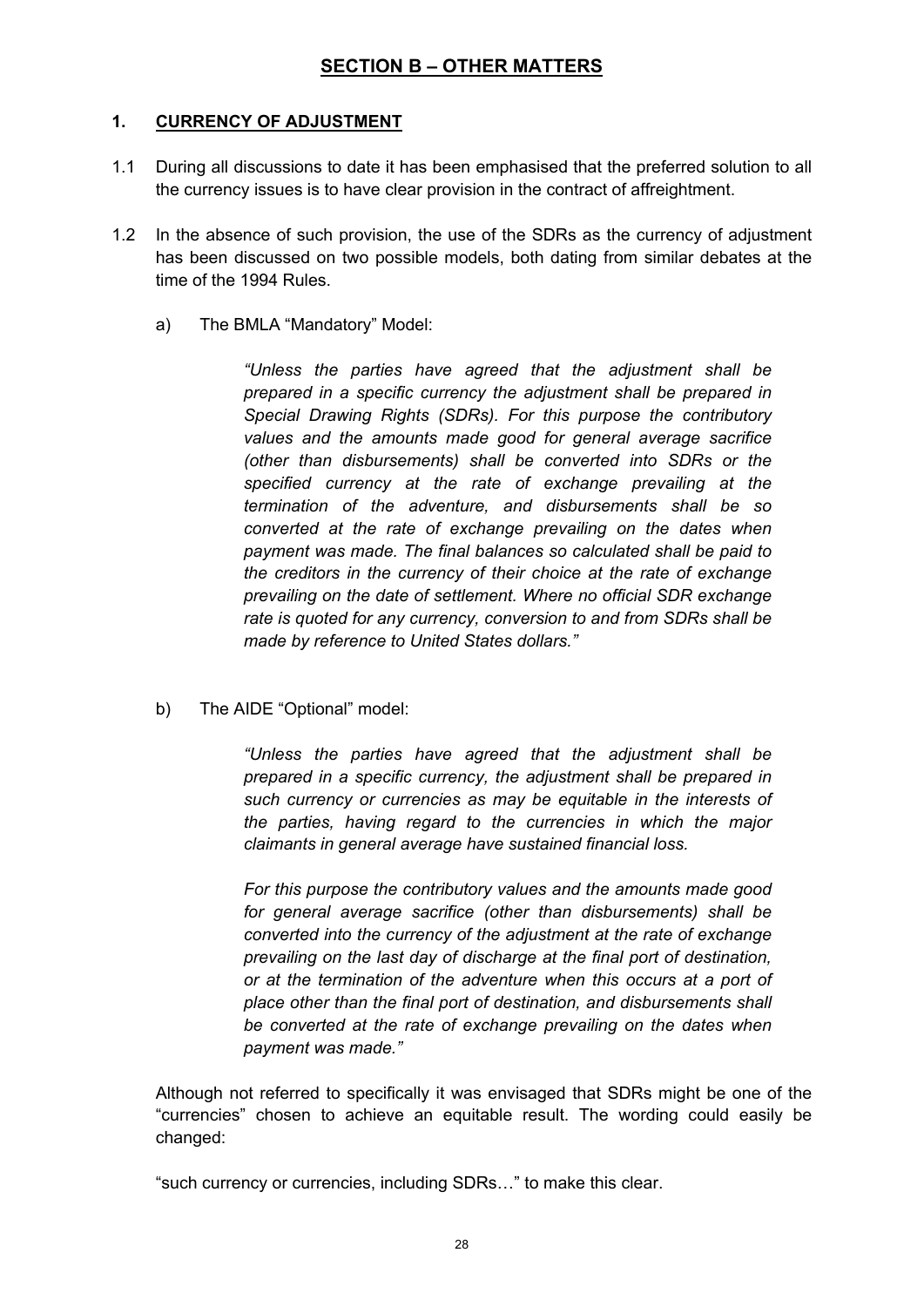# SECTION B – OTHER MATTERS

## 1. CURRENCY OF ADJUSTMENT

1.1 During all discussions to date it has been emphasised that the preferred solution to all the currency issues is to have clear provision in the contract of affreightment.

1.2 In the absence of such provision, the use of the SDRs as the currency of adjustment has been discussed on two possible models, both dating from similar debates at the time of the 1994 Rules.

a) The BMLA "Mandatory" Model:

> *"Unless the parties have agreed that the adjustment shall be prepared in a specific currency the adjustment shall be prepared in Special Drawing Rights (SDRs). For this purpose the contributory values and the amounts made good for general average sacrifice (other than disbursements) shall be converted into SDRs or the specified currency at the rate of exchange prevailing at the termination of the adventure, and disbursements shall be so converted at the rate of exchange prevailing on the dates when payment was made. The final balances so calculated shall be paid to the creditors in the currency of their choice at the rate of exchange prevailing on the date of settlement. Where no official SDR exchange rate is quoted for any currency, conversion to and from SDRs shall be made by reference to United States dollars."*

b) The AIDE "Optional" model:

> *"Unless the parties have agreed that the adjustment shall be prepared in a specific currency, the adjustment shall be prepared in such currency or currencies as may be equitable in the interests of the parties, having regard to the currencies in which the major claimants in general average have sustained financial loss.*
>
> *For this purpose the contributory values and the amounts made good for general average sacrifice (other than disbursements) shall be converted into the currency of the adjustment at the rate of exchange prevailing on the last day of discharge at the final port of destination, or at the termination of the adventure when this occurs at a port of place other than the final port of destination, and disbursements shall be converted at the rate of exchange prevailing on the dates when payment was made."*

Although not referred to specifically it was envisaged that SDRs might be one of the "currencies" chosen to achieve an equitable result. The wording could easily be changed:

"such currency or currencies, including SDRs…" to make this clear.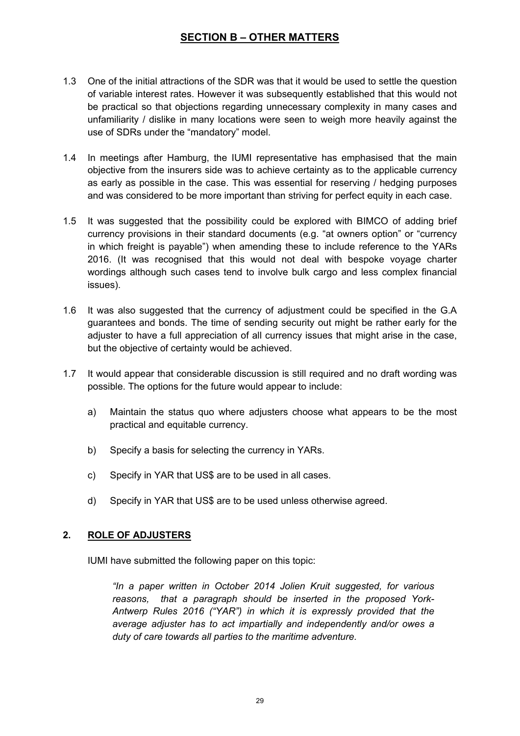# SECTION B – OTHER MATTERS

1.3 One of the initial attractions of the SDR was that it would be used to settle the question of variable interest rates. However it was subsequently established that this would not be practical so that objections regarding unnecessary complexity in many cases and unfamiliarity / dislike in many locations were seen to weigh more heavily against the use of SDRs under the "mandatory" model.

1.4 In meetings after Hamburg, the IUMI representative has emphasised that the main objective from the insurers side was to achieve certainty as to the applicable currency as early as possible in the case. This was essential for reserving / hedging purposes and was considered to be more important than striving for perfect equity in each case.

1.5 It was suggested that the possibility could be explored with BIMCO of adding brief currency provisions in their standard documents (e.g. "at owners option" or "currency in which freight is payable") when amending these to include reference to the YARs 2016. (It was recognised that this would not deal with bespoke voyage charter wordings although such cases tend to involve bulk cargo and less complex financial issues).

1.6 It was also suggested that the currency of adjustment could be specified in the G.A guarantees and bonds. The time of sending security out might be rather early for the adjuster to have a full appreciation of all currency issues that might arise in the case, but the objective of certainty would be achieved.

1.7 It would appear that considerable discussion is still required and no draft wording was possible. The options for the future would appear to include:

   a) Maintain the status quo where adjusters choose what appears to be the most practical and equitable currency.

   b) Specify a basis for selecting the currency in YARs.

   c) Specify in YAR that US$ are to be used in all cases.

   d) Specify in YAR that US$ are to be used unless otherwise agreed.

## 2. ROLE OF ADJUSTERS

IUMI have submitted the following paper on this topic:

> *"In a paper written in October 2014 Jolien Kruit suggested, for various reasons, that a paragraph should be inserted in the proposed York-Antwerp Rules 2016 ("YAR") in which it is expressly provided that the average adjuster has to act impartially and independently and/or owes a duty of care towards all parties to the maritime adventure.*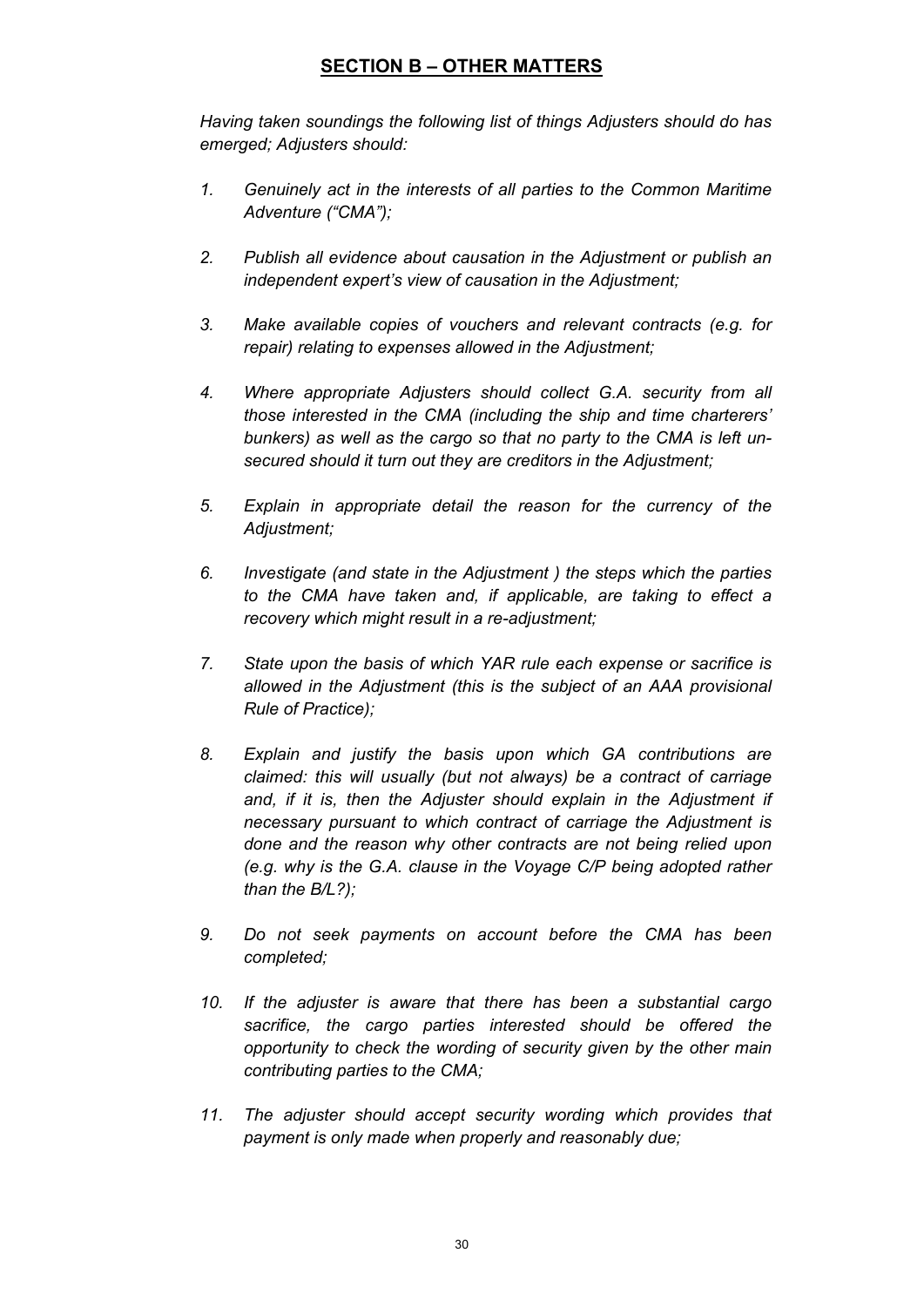## SECTION B – OTHER MATTERS

*Having taken soundings the following list of things Adjusters should do has emerged; Adjusters should:*

1. *Genuinely act in the interests of all parties to the Common Maritime Adventure ("CMA");*

2. *Publish all evidence about causation in the Adjustment or publish an independent expert's view of causation in the Adjustment;*

3. *Make available copies of vouchers and relevant contracts (e.g. for repair) relating to expenses allowed in the Adjustment;*

4. *Where appropriate Adjusters should collect G.A. security from all those interested in the CMA (including the ship and time charterers' bunkers) as well as the cargo so that no party to the CMA is left un-secured should it turn out they are creditors in the Adjustment;*

5. *Explain in appropriate detail the reason for the currency of the Adjustment;*

6. *Investigate (and state in the Adjustment ) the steps which the parties to the CMA have taken and, if applicable, are taking to effect a recovery which might result in a re-adjustment;*

7. *State upon the basis of which YAR rule each expense or sacrifice is allowed in the Adjustment (this is the subject of an AAA provisional Rule of Practice);*

8. *Explain and justify the basis upon which GA contributions are claimed: this will usually (but not always) be a contract of carriage and, if it is, then the Adjuster should explain in the Adjustment if necessary pursuant to which contract of carriage the Adjustment is done and the reason why other contracts are not being relied upon (e.g. why is the G.A. clause in the Voyage C/P being adopted rather than the B/L?);*

9. *Do not seek payments on account before the CMA has been completed;*

10. *If the adjuster is aware that there has been a substantial cargo sacrifice, the cargo parties interested should be offered the opportunity to check the wording of security given by the other main contributing parties to the CMA;*

11. *The adjuster should accept security wording which provides that payment is only made when properly and reasonably due;*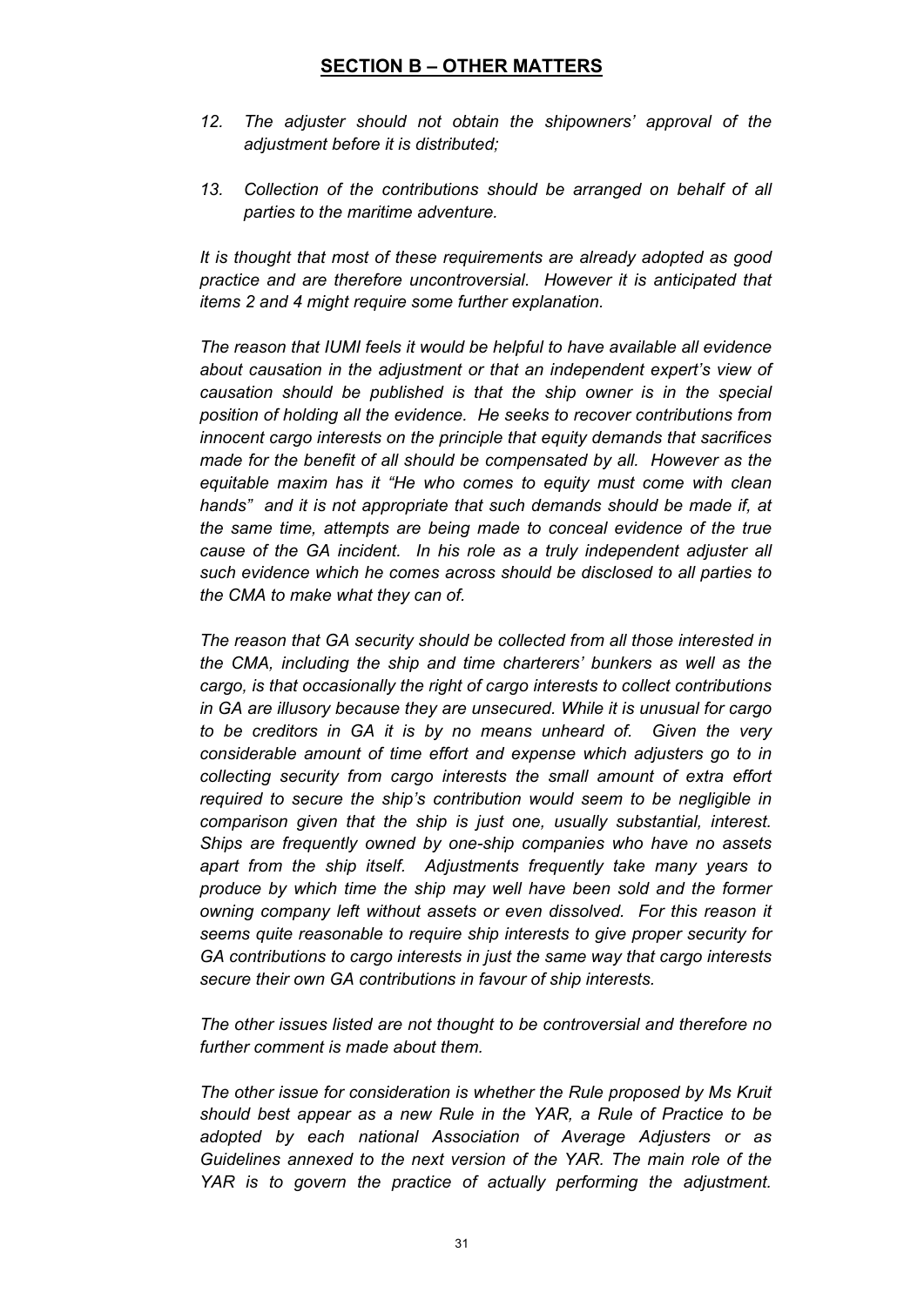## SECTION B – OTHER MATTERS

*12. The adjuster should not obtain the shipowners' approval of the adjustment before it is distributed;*

*13. Collection of the contributions should be arranged on behalf of all parties to the maritime adventure.*

*It is thought that most of these requirements are already adopted as good practice and are therefore uncontroversial. However it is anticipated that items 2 and 4 might require some further explanation.*

*The reason that IUMI feels it would be helpful to have available all evidence about causation in the adjustment or that an independent expert's view of causation should be published is that the ship owner is in the special position of holding all the evidence. He seeks to recover contributions from innocent cargo interests on the principle that equity demands that sacrifices made for the benefit of all should be compensated by all. However as the equitable maxim has it "He who comes to equity must come with clean hands" and it is not appropriate that such demands should be made if, at the same time, attempts are being made to conceal evidence of the true cause of the GA incident. In his role as a truly independent adjuster all such evidence which he comes across should be disclosed to all parties to the CMA to make what they can of.*

*The reason that GA security should be collected from all those interested in the CMA, including the ship and time charterers' bunkers as well as the cargo, is that occasionally the right of cargo interests to collect contributions in GA are illusory because they are unsecured. While it is unusual for cargo to be creditors in GA it is by no means unheard of. Given the very considerable amount of time effort and expense which adjusters go to in collecting security from cargo interests the small amount of extra effort required to secure the ship's contribution would seem to be negligible in comparison given that the ship is just one, usually substantial, interest. Ships are frequently owned by one-ship companies who have no assets apart from the ship itself. Adjustments frequently take many years to produce by which time the ship may well have been sold and the former owning company left without assets or even dissolved. For this reason it seems quite reasonable to require ship interests to give proper security for GA contributions to cargo interests in just the same way that cargo interests secure their own GA contributions in favour of ship interests.*

*The other issues listed are not thought to be controversial and therefore no further comment is made about them.*

*The other issue for consideration is whether the Rule proposed by Ms Kruit should best appear as a new Rule in the YAR, a Rule of Practice to be adopted by each national Association of Average Adjusters or as Guidelines annexed to the next version of the YAR. The main role of the YAR is to govern the practice of actually performing the adjustment.*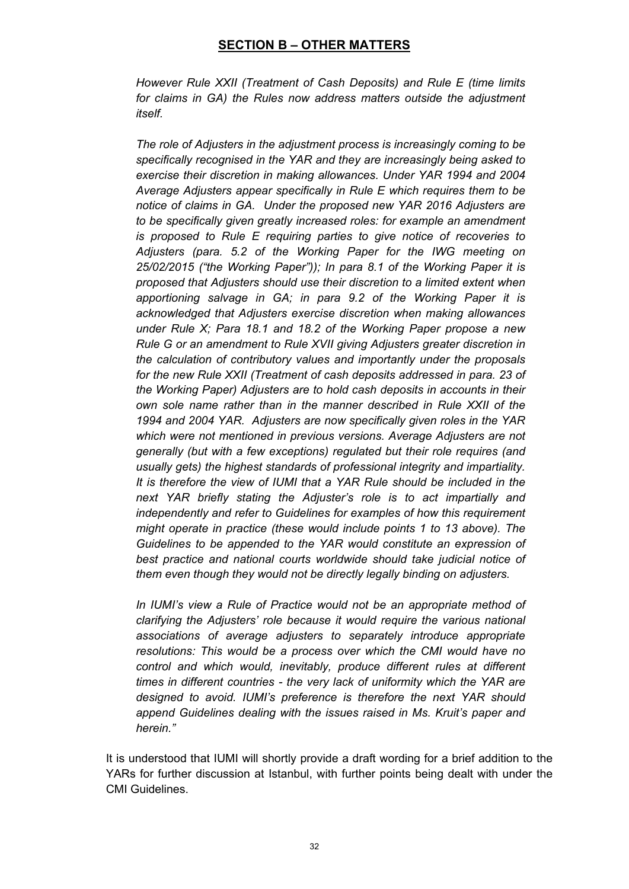## SECTION B – OTHER MATTERS

*However Rule XXII (Treatment of Cash Deposits) and Rule E (time limits for claims in GA) the Rules now address matters outside the adjustment itself.*

*The role of Adjusters in the adjustment process is increasingly coming to be specifically recognised in the YAR and they are increasingly being asked to exercise their discretion in making allowances. Under YAR 1994 and 2004 Average Adjusters appear specifically in Rule E which requires them to be notice of claims in GA. Under the proposed new YAR 2016 Adjusters are to be specifically given greatly increased roles: for example an amendment is proposed to Rule E requiring parties to give notice of recoveries to Adjusters (para. 5.2 of the Working Paper for the IWG meeting on 25/02/2015 ("the Working Paper")); In para 8.1 of the Working Paper it is proposed that Adjusters should use their discretion to a limited extent when apportioning salvage in GA; in para 9.2 of the Working Paper it is acknowledged that Adjusters exercise discretion when making allowances under Rule X; Para 18.1 and 18.2 of the Working Paper propose a new Rule G or an amendment to Rule XVII giving Adjusters greater discretion in the calculation of contributory values and importantly under the proposals for the new Rule XXII (Treatment of cash deposits addressed in para. 23 of the Working Paper) Adjusters are to hold cash deposits in accounts in their own sole name rather than in the manner described in Rule XXII of the 1994 and 2004 YAR. Adjusters are now specifically given roles in the YAR which were not mentioned in previous versions. Average Adjusters are not generally (but with a few exceptions) regulated but their role requires (and usually gets) the highest standards of professional integrity and impartiality. It is therefore the view of IUMI that a YAR Rule should be included in the next YAR briefly stating the Adjuster's role is to act impartially and independently and refer to Guidelines for examples of how this requirement might operate in practice (these would include points 1 to 13 above). The Guidelines to be appended to the YAR would constitute an expression of best practice and national courts worldwide should take judicial notice of them even though they would not be directly legally binding on adjusters.*

*In IUMI's view a Rule of Practice would not be an appropriate method of clarifying the Adjusters' role because it would require the various national associations of average adjusters to separately introduce appropriate resolutions: This would be a process over which the CMI would have no control and which would, inevitably, produce different rules at different times in different countries - the very lack of uniformity which the YAR are designed to avoid. IUMI's preference is therefore the next YAR should append Guidelines dealing with the issues raised in Ms. Kruit's paper and herein."*

It is understood that IUMI will shortly provide a draft wording for a brief addition to the YARs for further discussion at Istanbul, with further points being dealt with under the CMI Guidelines.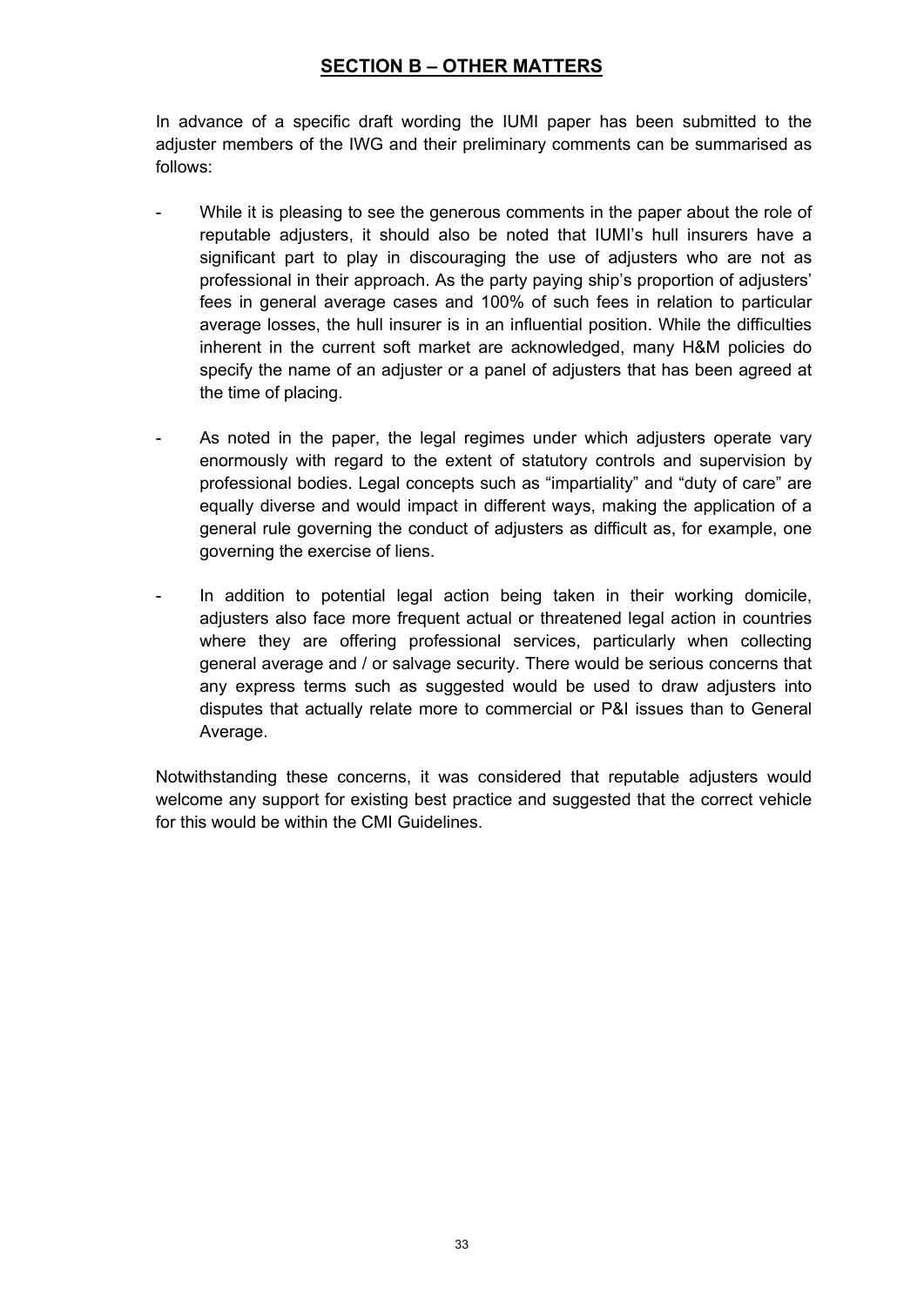## SECTION B – OTHER MATTERS

In advance of a specific draft wording the IUMI paper has been submitted to the adjuster members of the IWG and their preliminary comments can be summarised as follows:

- While it is pleasing to see the generous comments in the paper about the role of reputable adjusters, it should also be noted that IUMI's hull insurers have a significant part to play in discouraging the use of adjusters who are not as professional in their approach. As the party paying ship's proportion of adjusters' fees in general average cases and 100% of such fees in relation to particular average losses, the hull insurer is in an influential position. While the difficulties inherent in the current soft market are acknowledged, many H&M policies do specify the name of an adjuster or a panel of adjusters that has been agreed at the time of placing.

- As noted in the paper, the legal regimes under which adjusters operate vary enormously with regard to the extent of statutory controls and supervision by professional bodies. Legal concepts such as "impartiality" and "duty of care" are equally diverse and would impact in different ways, making the application of a general rule governing the conduct of adjusters as difficult as, for example, one governing the exercise of liens.

- In addition to potential legal action being taken in their working domicile, adjusters also face more frequent actual or threatened legal action in countries where they are offering professional services, particularly when collecting general average and / or salvage security. There would be serious concerns that any express terms such as suggested would be used to draw adjusters into disputes that actually relate more to commercial or P&I issues than to General Average.

Notwithstanding these concerns, it was considered that reputable adjusters would welcome any support for existing best practice and suggested that the correct vehicle for this would be within the CMI Guidelines.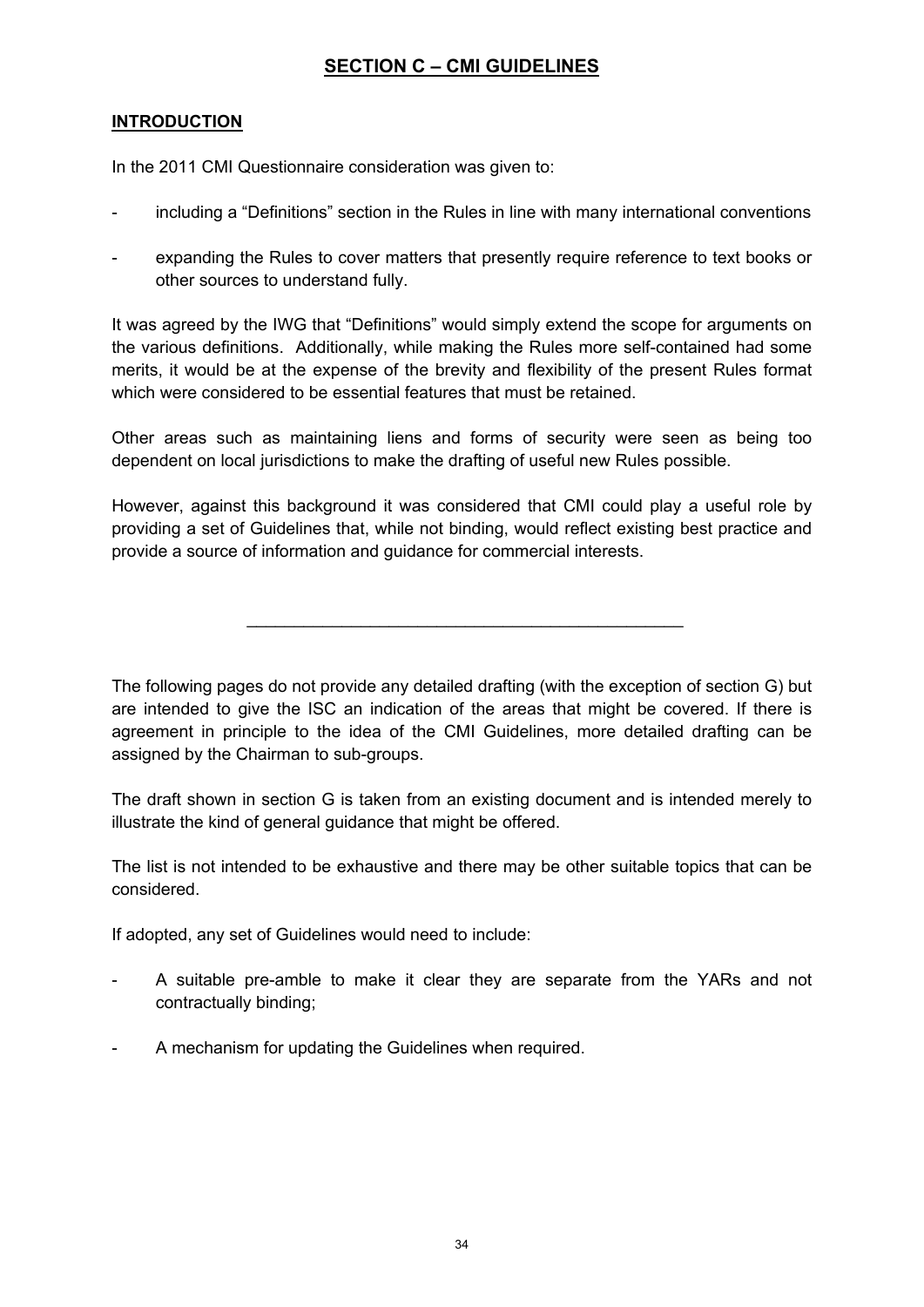# SECTION C – CMI GUIDELINES

## INTRODUCTION

In the 2011 CMI Questionnaire consideration was given to:

- including a "Definitions" section in the Rules in line with many international conventions
- expanding the Rules to cover matters that presently require reference to text books or other sources to understand fully.

It was agreed by the IWG that "Definitions" would simply extend the scope for arguments on the various definitions. Additionally, while making the Rules more self-contained had some merits, it would be at the expense of the brevity and flexibility of the present Rules format which were considered to be essential features that must be retained.

Other areas such as maintaining liens and forms of security were seen as being too dependent on local jurisdictions to make the drafting of useful new Rules possible.

However, against this background it was considered that CMI could play a useful role by providing a set of Guidelines that, while not binding, would reflect existing best practice and provide a source of information and guidance for commercial interests.

---

The following pages do not provide any detailed drafting (with the exception of section G) but are intended to give the ISC an indication of the areas that might be covered. If there is agreement in principle to the idea of the CMI Guidelines, more detailed drafting can be assigned by the Chairman to sub-groups.

The draft shown in section G is taken from an existing document and is intended merely to illustrate the kind of general guidance that might be offered.

The list is not intended to be exhaustive and there may be other suitable topics that can be considered.

If adopted, any set of Guidelines would need to include:

- A suitable pre-amble to make it clear they are separate from the YARs and not contractually binding;
- A mechanism for updating the Guidelines when required.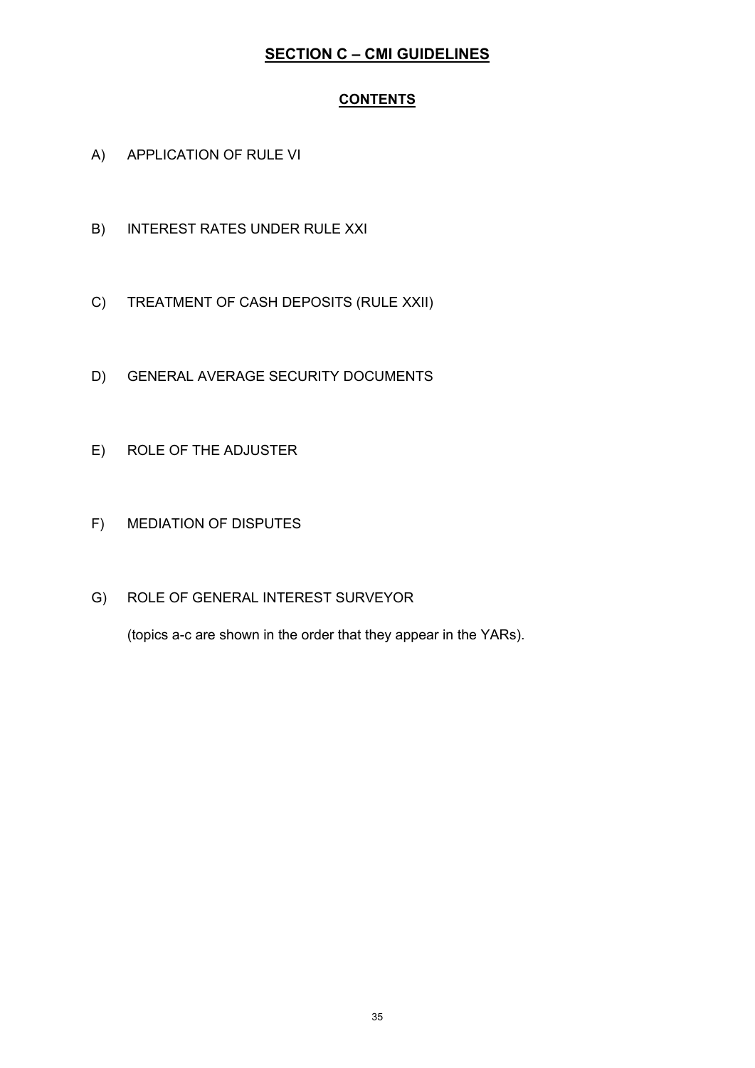# SECTION C – CMI GUIDELINES

## CONTENTS

A) APPLICATION OF RULE VI

B) INTEREST RATES UNDER RULE XXI

C) TREATMENT OF CASH DEPOSITS (RULE XXII)

D) GENERAL AVERAGE SECURITY DOCUMENTS

E) ROLE OF THE ADJUSTER

F) MEDIATION OF DISPUTES

G) ROLE OF GENERAL INTEREST SURVEYOR

(topics a-c are shown in the order that they appear in the YARs).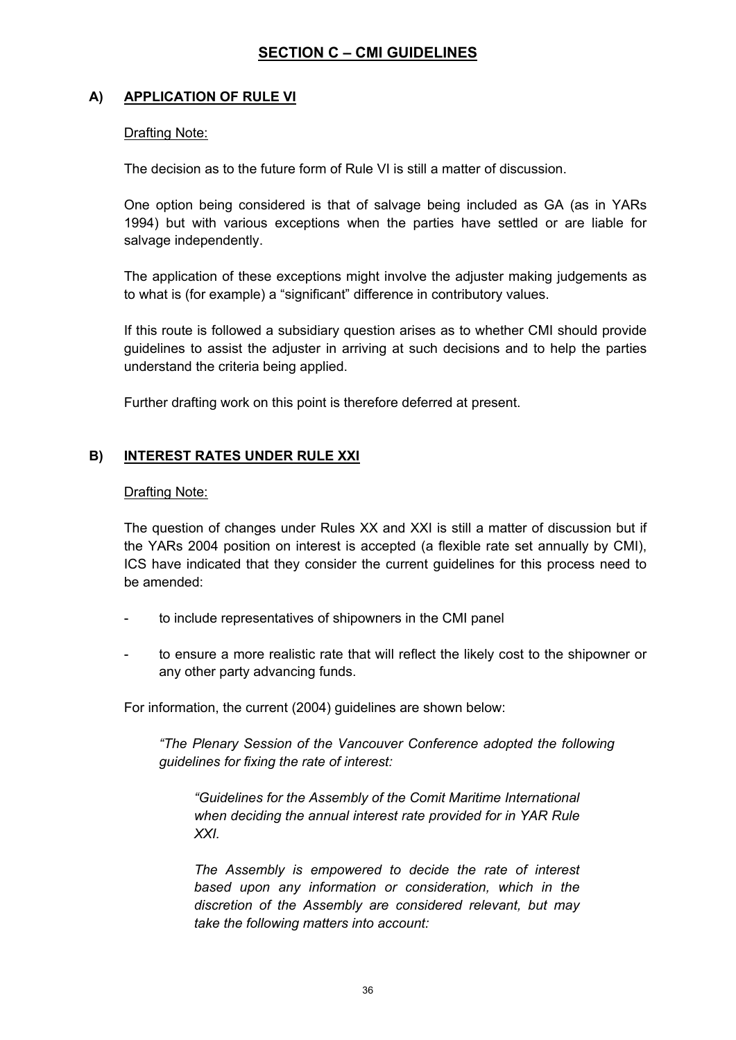# SECTION C – CMI GUIDELINES

## A) APPLICATION OF RULE VI

Drafting Note:

The decision as to the future form of Rule VI is still a matter of discussion.

One option being considered is that of salvage being included as GA (as in YARs 1994) but with various exceptions when the parties have settled or are liable for salvage independently.

The application of these exceptions might involve the adjuster making judgements as to what is (for example) a "significant" difference in contributory values.

If this route is followed a subsidiary question arises as to whether CMI should provide guidelines to assist the adjuster in arriving at such decisions and to help the parties understand the criteria being applied.

Further drafting work on this point is therefore deferred at present.

## B) INTEREST RATES UNDER RULE XXI

Drafting Note:

The question of changes under Rules XX and XXI is still a matter of discussion but if the YARs 2004 position on interest is accepted (a flexible rate set annually by CMI), ICS have indicated that they consider the current guidelines for this process need to be amended:

- to include representatives of shipowners in the CMI panel
- to ensure a more realistic rate that will reflect the likely cost to the shipowner or any other party advancing funds.

For information, the current (2004) guidelines are shown below:

> *"The Plenary Session of the Vancouver Conference adopted the following guidelines for fixing the rate of interest:*
>
> > *"Guidelines for the Assembly of the Comit Maritime International when deciding the annual interest rate provided for in YAR Rule XXI.*
> >
> > *The Assembly is empowered to decide the rate of interest based upon any information or consideration, which in the discretion of the Assembly are considered relevant, but may take the following matters into account:*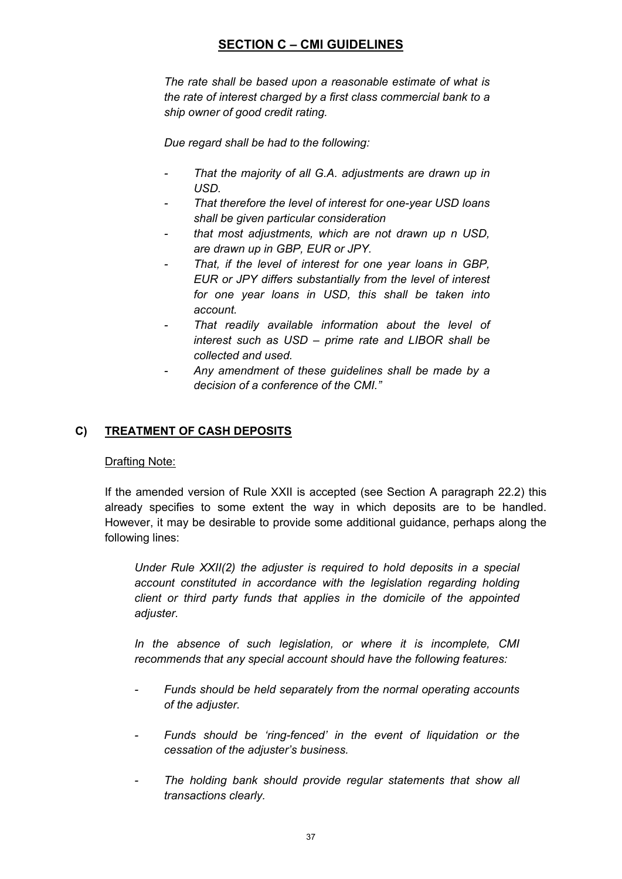## SECTION C – CMI GUIDELINES

*The rate shall be based upon a reasonable estimate of what is the rate of interest charged by a first class commercial bank to a ship owner of good credit rating.*

*Due regard shall be had to the following:*

- *That the majority of all G.A. adjustments are drawn up in USD.*
- *That therefore the level of interest for one-year USD loans shall be given particular consideration*
- *that most adjustments, which are not drawn up n USD, are drawn up in GBP, EUR or JPY.*
- *That, if the level of interest for one year loans in GBP, EUR or JPY differs substantially from the level of interest for one year loans in USD, this shall be taken into account.*
- *That readily available information about the level of interest such as USD – prime rate and LIBOR shall be collected and used.*
- *Any amendment of these guidelines shall be made by a decision of a conference of the CMI."*

## C) TREATMENT OF CASH DEPOSITS

Drafting Note:

If the amended version of Rule XXII is accepted (see Section A paragraph 22.2) this already specifies to some extent the way in which deposits are to be handled. However, it may be desirable to provide some additional guidance, perhaps along the following lines:

*Under Rule XXII(2) the adjuster is required to hold deposits in a special account constituted in accordance with the legislation regarding holding client or third party funds that applies in the domicile of the appointed adjuster.*

*In the absence of such legislation, or where it is incomplete, CMI recommends that any special account should have the following features:*

- *Funds should be held separately from the normal operating accounts of the adjuster.*
- *Funds should be 'ring-fenced' in the event of liquidation or the cessation of the adjuster's business.*
- *The holding bank should provide regular statements that show all transactions clearly.*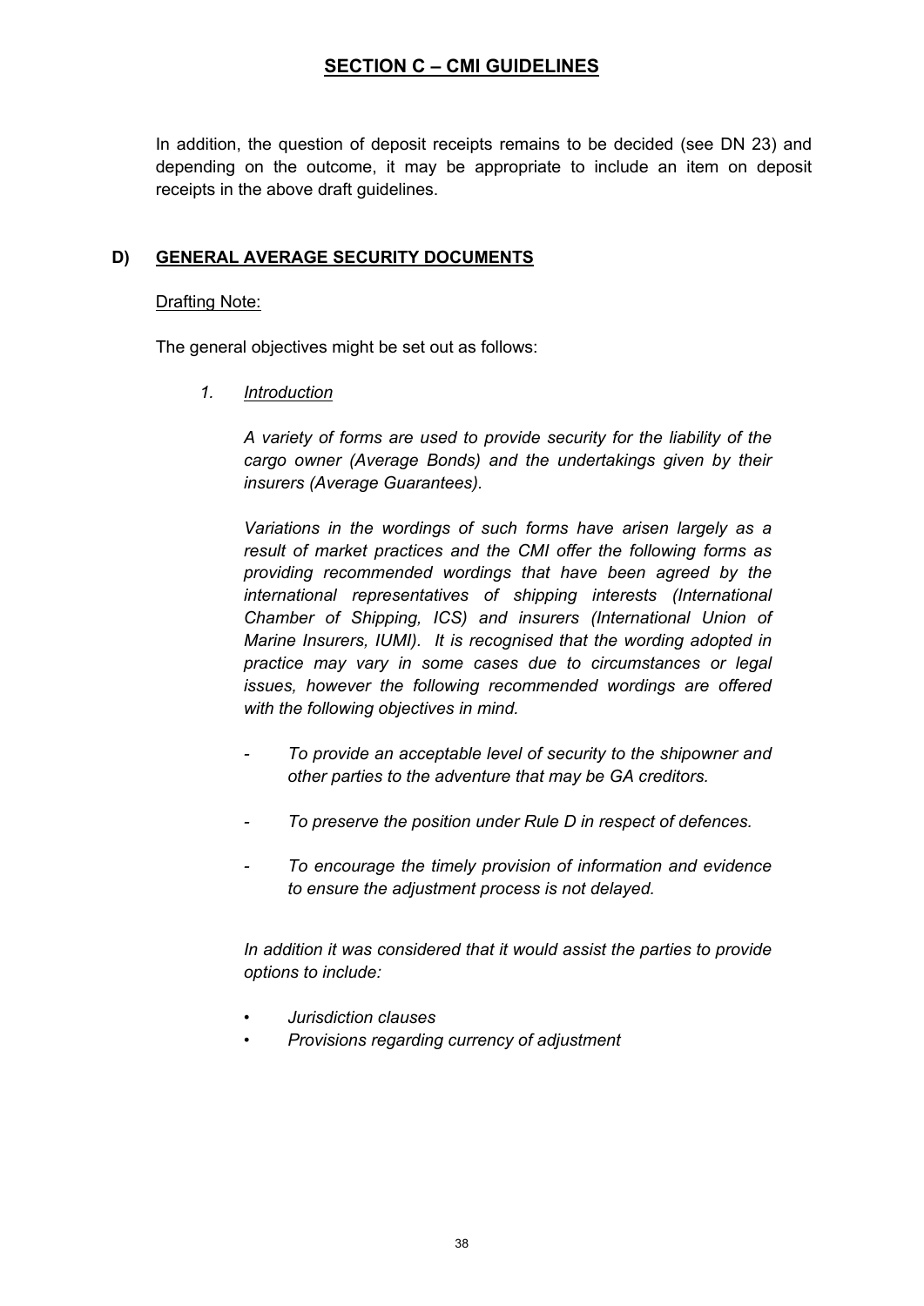## SECTION C – CMI GUIDELINES

In addition, the question of deposit receipts remains to be decided (see DN 23) and depending on the outcome, it may be appropriate to include an item on deposit receipts in the above draft guidelines.

### D) GENERAL AVERAGE SECURITY DOCUMENTS

Drafting Note:

The general objectives might be set out as follows:

1. *Introduction*

*A variety of forms are used to provide security for the liability of the cargo owner (Average Bonds) and the undertakings given by their insurers (Average Guarantees).*

*Variations in the wordings of such forms have arisen largely as a result of market practices and the CMI offer the following forms as providing recommended wordings that have been agreed by the international representatives of shipping interests (International Chamber of Shipping, ICS) and insurers (International Union of Marine Insurers, IUMI). It is recognised that the wording adopted in practice may vary in some cases due to circumstances or legal issues, however the following recommended wordings are offered with the following objectives in mind.*

- *To provide an acceptable level of security to the shipowner and other parties to the adventure that may be GA creditors.*
- *To preserve the position under Rule D in respect of defences.*
- *To encourage the timely provision of information and evidence to ensure the adjustment process is not delayed.*

*In addition it was considered that it would assist the parties to provide options to include:*

- *Jurisdiction clauses*
- *Provisions regarding currency of adjustment*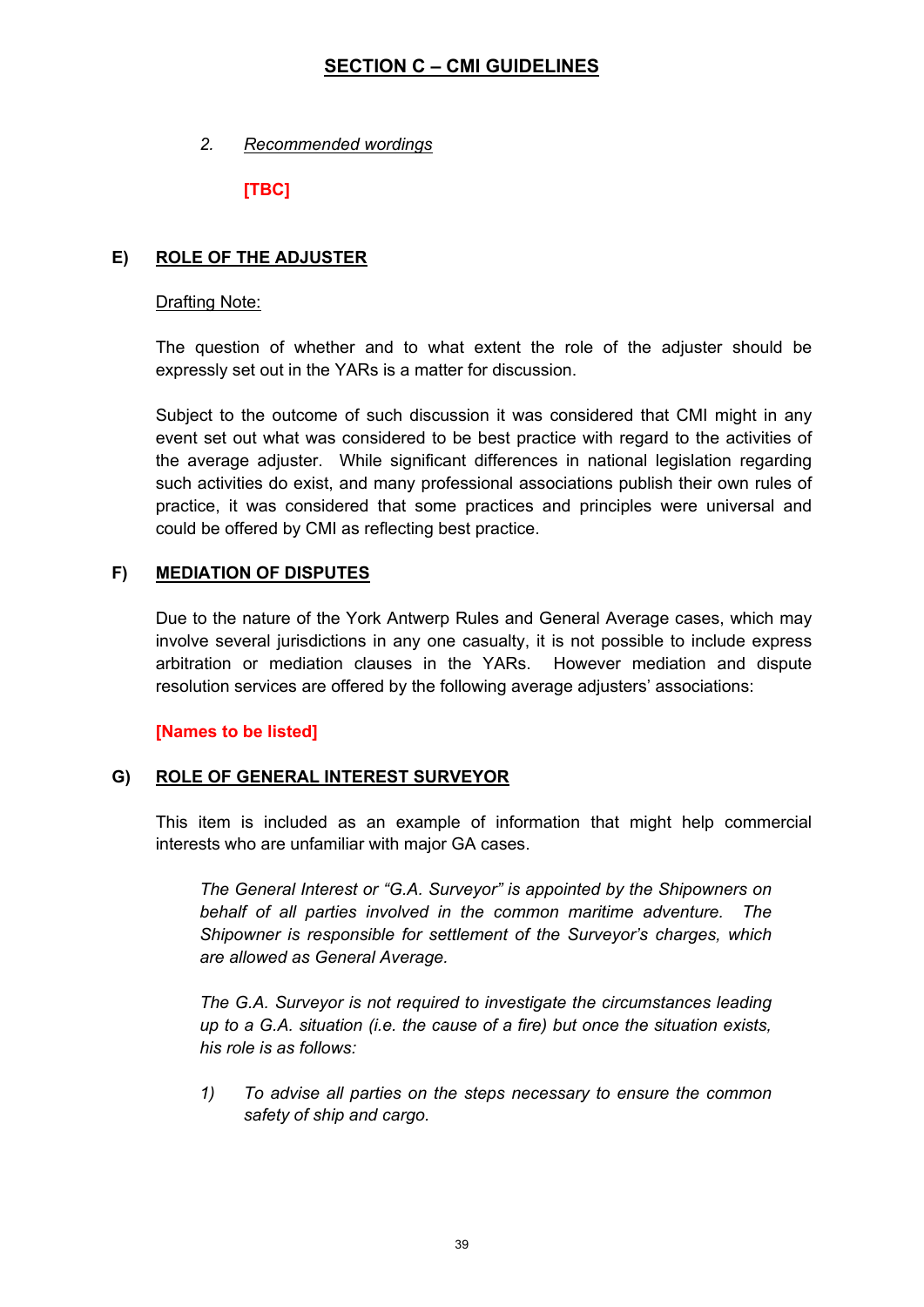## SECTION C – CMI GUIDELINES

2. *Recommended wordings*

**[TBC]**

### E) ROLE OF THE ADJUSTER

Drafting Note:

The question of whether and to what extent the role of the adjuster should be expressly set out in the YARs is a matter for discussion.

Subject to the outcome of such discussion it was considered that CMI might in any event set out what was considered to be best practice with regard to the activities of the average adjuster. While significant differences in national legislation regarding such activities do exist, and many professional associations publish their own rules of practice, it was considered that some practices and principles were universal and could be offered by CMI as reflecting best practice.

### F) MEDIATION OF DISPUTES

Due to the nature of the York Antwerp Rules and General Average cases, which may involve several jurisdictions in any one casualty, it is not possible to include express arbitration or mediation clauses in the YARs. However mediation and dispute resolution services are offered by the following average adjusters' associations:

**[Names to be listed]**

### G) ROLE OF GENERAL INTEREST SURVEYOR

This item is included as an example of information that might help commercial interests who are unfamiliar with major GA cases.

*The General Interest or "G.A. Surveyor" is appointed by the Shipowners on behalf of all parties involved in the common maritime adventure. The Shipowner is responsible for settlement of the Surveyor's charges, which are allowed as General Average.*

*The G.A. Surveyor is not required to investigate the circumstances leading up to a G.A. situation (i.e. the cause of a fire) but once the situation exists, his role is as follows:*

1) *To advise all parties on the steps necessary to ensure the common safety of ship and cargo.*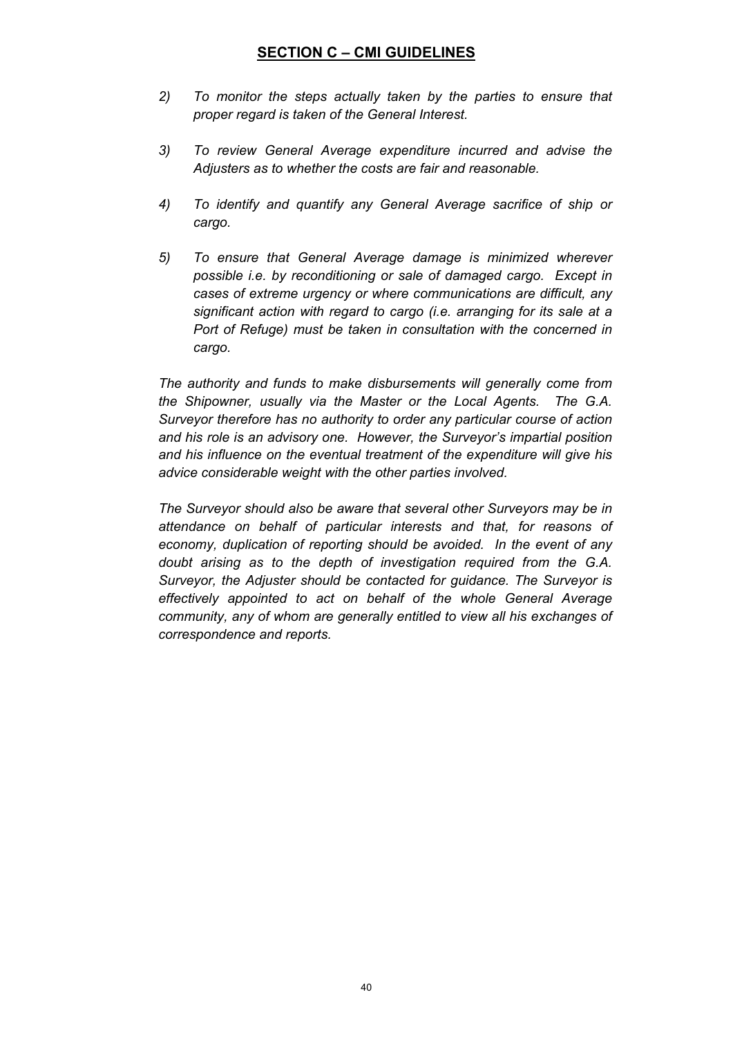## SECTION C – CMI GUIDELINES

2) *To monitor the steps actually taken by the parties to ensure that proper regard is taken of the General Interest.*

3) *To review General Average expenditure incurred and advise the Adjusters as to whether the costs are fair and reasonable.*

4) *To identify and quantify any General Average sacrifice of ship or cargo.*

5) *To ensure that General Average damage is minimized wherever possible i.e. by reconditioning or sale of damaged cargo. Except in cases of extreme urgency or where communications are difficult, any significant action with regard to cargo (i.e. arranging for its sale at a Port of Refuge) must be taken in consultation with the concerned in cargo.*

*The authority and funds to make disbursements will generally come from the Shipowner, usually via the Master or the Local Agents. The G.A. Surveyor therefore has no authority to order any particular course of action and his role is an advisory one. However, the Surveyor's impartial position and his influence on the eventual treatment of the expenditure will give his advice considerable weight with the other parties involved.*

*The Surveyor should also be aware that several other Surveyors may be in attendance on behalf of particular interests and that, for reasons of economy, duplication of reporting should be avoided. In the event of any doubt arising as to the depth of investigation required from the G.A. Surveyor, the Adjuster should be contacted for guidance. The Surveyor is effectively appointed to act on behalf of the whole General Average community, any of whom are generally entitled to view all his exchanges of correspondence and reports.*